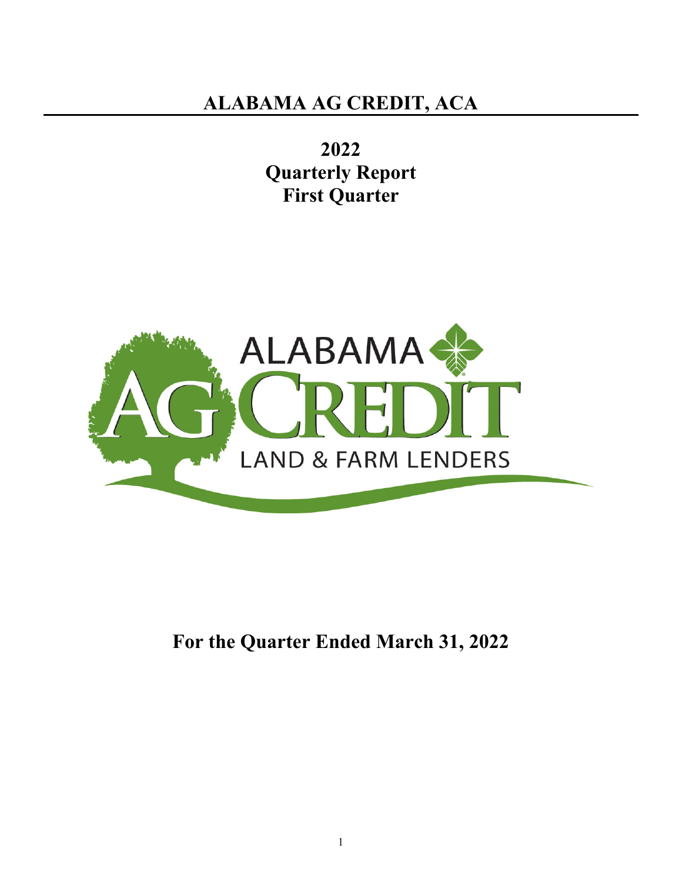# ALABAMA AG CREDIT, ACA

## 2022
## Quarterly Report
## First Quarter

## For the Quarter Ended March 31, 2022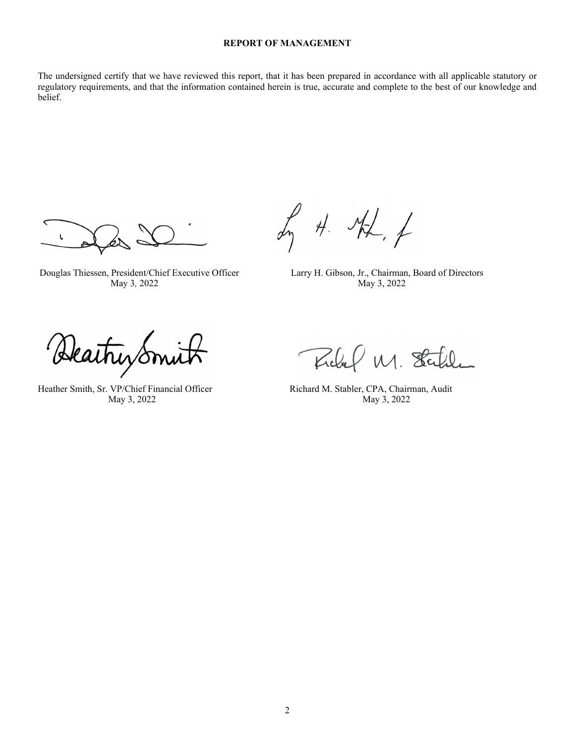**REPORT OF MANAGEMENT**

The undersigned certify that we have reviewed this report, that it has been prepared in accordance with all applicable statutory or regulatory requirements, and that the information contained herein is true, accurate and complete to the best of our knowledge and belief.

Douglas Thiessen, President/Chief Executive Officer
May 3, 2022

Larry H. Gibson, Jr., Chairman, Board of Directors
May 3, 2022

Heather Smith, Sr. VP/Chief Financial Officer
May 3, 2022

Richard M. Stabler, CPA, Chairman, Audit
May 3, 2022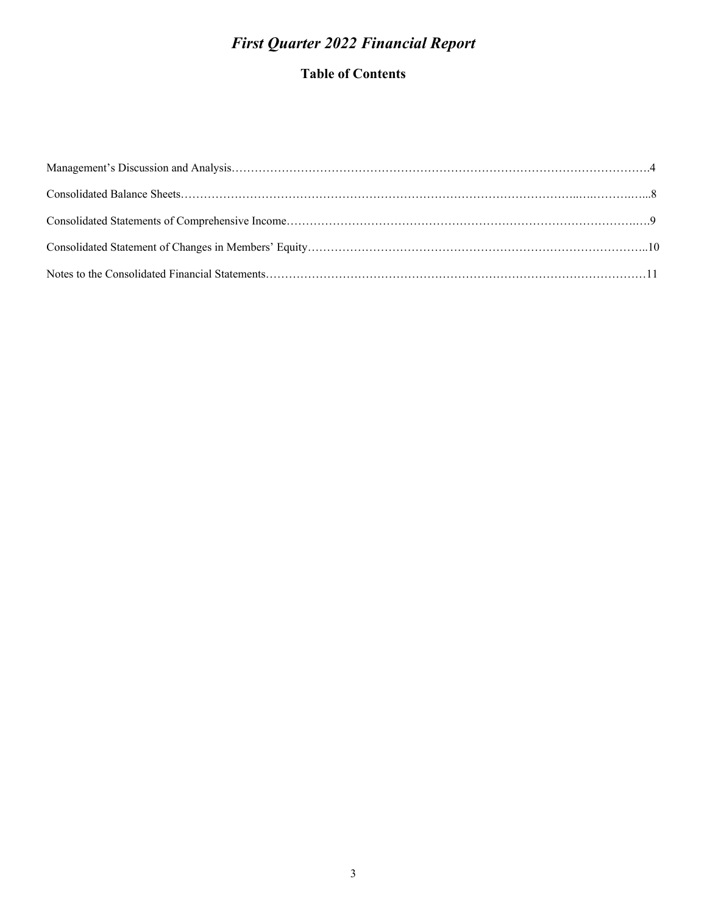# *First Quarter 2022 Financial Report*

## Table of Contents

Management's Discussion and Analysis………………………………………………………………………………………….4

Consolidated Balance Sheets……………………………………………………………………………………..….……..…..8

Consolidated Statements of Comprehensive Income………………………………………………………………………….9

Consolidated Statement of Changes in Members' Equity……………………………………………………………………..10

Notes to the Consolidated Financial Statements………………………………………………………………………………11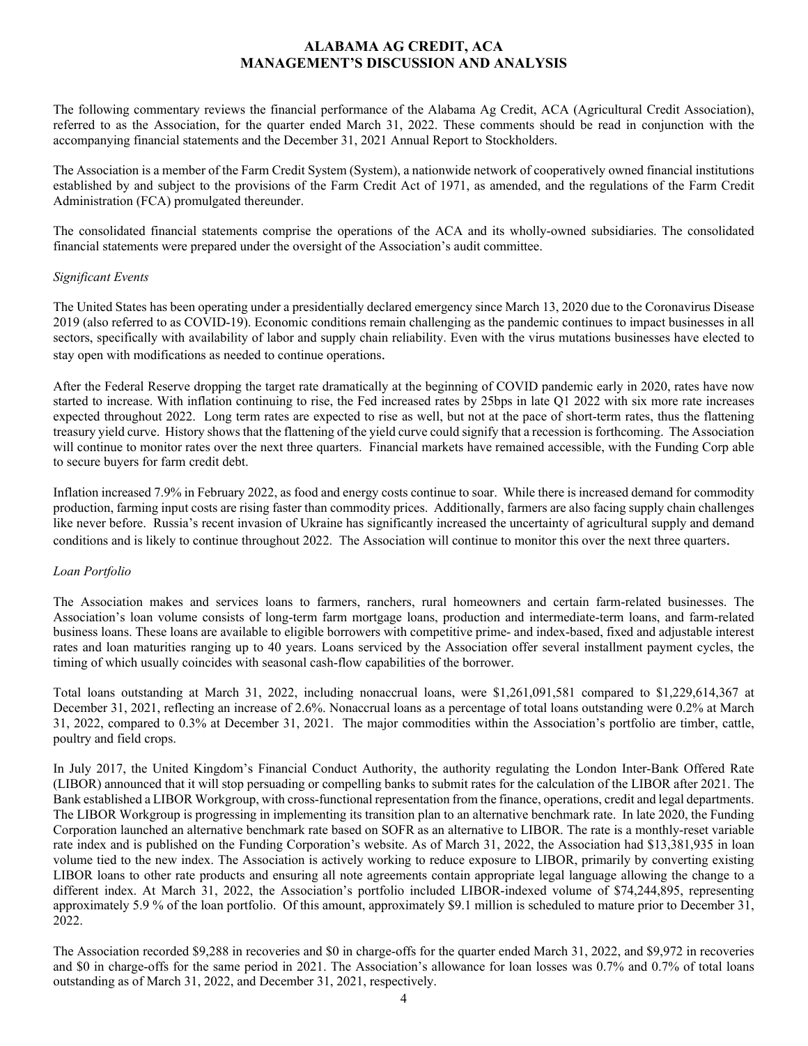# ALABAMA AG CREDIT, ACA
# MANAGEMENT'S DISCUSSION AND ANALYSIS

The following commentary reviews the financial performance of the Alabama Ag Credit, ACA (Agricultural Credit Association), referred to as the Association, for the quarter ended March 31, 2022. These comments should be read in conjunction with the accompanying financial statements and the December 31, 2021 Annual Report to Stockholders.

The Association is a member of the Farm Credit System (System), a nationwide network of cooperatively owned financial institutions established by and subject to the provisions of the Farm Credit Act of 1971, as amended, and the regulations of the Farm Credit Administration (FCA) promulgated thereunder.

The consolidated financial statements comprise the operations of the ACA and its wholly-owned subsidiaries. The consolidated financial statements were prepared under the oversight of the Association's audit committee.

*Significant Events*

The United States has been operating under a presidentially declared emergency since March 13, 2020 due to the Coronavirus Disease 2019 (also referred to as COVID-19). Economic conditions remain challenging as the pandemic continues to impact businesses in all sectors, specifically with availability of labor and supply chain reliability. Even with the virus mutations businesses have elected to stay open with modifications as needed to continue operations.

After the Federal Reserve dropping the target rate dramatically at the beginning of COVID pandemic early in 2020, rates have now started to increase. With inflation continuing to rise, the Fed increased rates by 25bps in late Q1 2022 with six more rate increases expected throughout 2022. Long term rates are expected to rise as well, but not at the pace of short-term rates, thus the flattening treasury yield curve. History shows that the flattening of the yield curve could signify that a recession is forthcoming. The Association will continue to monitor rates over the next three quarters. Financial markets have remained accessible, with the Funding Corp able to secure buyers for farm credit debt.

Inflation increased 7.9% in February 2022, as food and energy costs continue to soar. While there is increased demand for commodity production, farming input costs are rising faster than commodity prices. Additionally, farmers are also facing supply chain challenges like never before. Russia's recent invasion of Ukraine has significantly increased the uncertainty of agricultural supply and demand conditions and is likely to continue throughout 2022. The Association will continue to monitor this over the next three quarters.

*Loan Portfolio*

The Association makes and services loans to farmers, ranchers, rural homeowners and certain farm-related businesses. The Association's loan volume consists of long-term farm mortgage loans, production and intermediate-term loans, and farm-related business loans. These loans are available to eligible borrowers with competitive prime- and index-based, fixed and adjustable interest rates and loan maturities ranging up to 40 years. Loans serviced by the Association offer several installment payment cycles, the timing of which usually coincides with seasonal cash-flow capabilities of the borrower.

Total loans outstanding at March 31, 2022, including nonaccrual loans, were $1,261,091,581 compared to $1,229,614,367 at December 31, 2021, reflecting an increase of 2.6%. Nonaccrual loans as a percentage of total loans outstanding were 0.2% at March 31, 2022, compared to 0.3% at December 31, 2021. The major commodities within the Association's portfolio are timber, cattle, poultry and field crops.

In July 2017, the United Kingdom's Financial Conduct Authority, the authority regulating the London Inter-Bank Offered Rate (LIBOR) announced that it will stop persuading or compelling banks to submit rates for the calculation of the LIBOR after 2021. The Bank established a LIBOR Workgroup, with cross-functional representation from the finance, operations, credit and legal departments. The LIBOR Workgroup is progressing in implementing its transition plan to an alternative benchmark rate. In late 2020, the Funding Corporation launched an alternative benchmark rate based on SOFR as an alternative to LIBOR. The rate is a monthly-reset variable rate index and is published on the Funding Corporation's website. As of March 31, 2022, the Association had $13,381,935 in loan volume tied to the new index. The Association is actively working to reduce exposure to LIBOR, primarily by converting existing LIBOR loans to other rate products and ensuring all note agreements contain appropriate legal language allowing the change to a different index. At March 31, 2022, the Association's portfolio included LIBOR-indexed volume of $74,244,895, representing approximately 5.9 % of the loan portfolio. Of this amount, approximately $9.1 million is scheduled to mature prior to December 31, 2022.

The Association recorded $9,288 in recoveries and $0 in charge-offs for the quarter ended March 31, 2022, and $9,972 in recoveries and $0 in charge-offs for the same period in 2021. The Association's allowance for loan losses was 0.7% and 0.7% of total loans outstanding as of March 31, 2022, and December 31, 2021, respectively.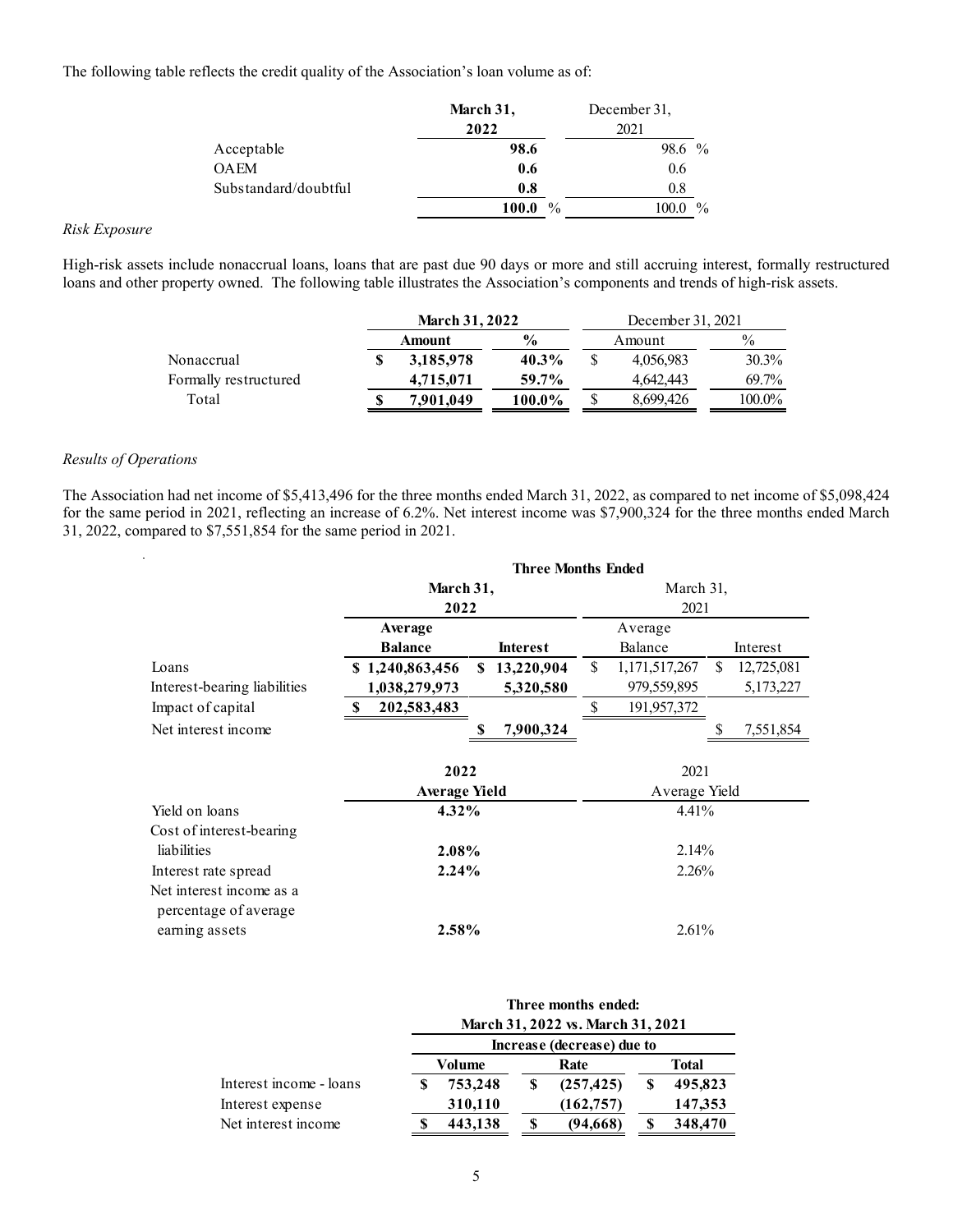The following table reflects the credit quality of the Association's loan volume as of:

| | March 31, 2022 | December 31, 2021 |
|---|---|---|
| Acceptable | **98.6** | 98.6 % |
| OAEM | **0.6** | 0.6 |
| Substandard/doubtful | **0.8** | 0.8 |
| | **100.0** % | 100.0 % |

*Risk Exposure*

High-risk assets include nonaccrual loans, loans that are past due 90 days or more and still accruing interest, formally restructured loans and other property owned. The following table illustrates the Association's components and trends of high-risk assets.

| | March 31, 2022 | | December 31, 2021 | |
|---|---|---|---|---|
| | Amount | % | Amount | % |
| Nonaccrual | **$ 3,185,978** | **40.3%** | $ 4,056,983 | 30.3% |
| Formally restructured | **4,715,071** | **59.7%** | 4,642,443 | 69.7% |
| Total | **$ 7,901,049** | **100.0%** | $ 8,699,426 | 100.0% |

*Results of Operations*

The Association had net income of $5,413,496 for the three months ended March 31, 2022, as compared to net income of $5,098,424 for the same period in 2021, reflecting an increase of 6.2%. Net interest income was $7,900,324 for the three months ended March 31, 2022, compared to $7,551,854 for the same period in 2021.

| | Three Months Ended | | | |
|---|---|---|---|---|
| | March 31, 2022 | | March 31, 2021 | |
| | Average Balance | Interest | Average Balance | Interest |
| Loans | **$ 1,240,863,456** | **$ 13,220,904** | $ 1,171,517,267 | $ 12,725,081 |
| Interest-bearing liabilities | **1,038,279,973** | **5,320,580** | 979,559,895 | 5,173,227 |
| Impact of capital | **$ 202,583,483** | | $ 191,957,372 | |
| Net interest income | | **$ 7,900,324** | | $ 7,551,854 |

| | 2022 Average Yield | 2021 Average Yield |
|---|---|---|
| Yield on loans | **4.32%** | 4.41% |
| Cost of interest-bearing liabilities | **2.08%** | 2.14% |
| Interest rate spread | **2.24%** | 2.26% |
| Net interest income as a percentage of average earning assets | **2.58%** | 2.61% |

| | Three months ended: March 31, 2022 vs. March 31, 2021 | | |
|---|---|---|---|
| | Increase (decrease) due to | | |
| | Volume | Rate | Total |
| Interest income - loans | **$ 753,248** | **$ (257,425)** | **$ 495,823** |
| Interest expense | **310,110** | **(162,757)** | **147,353** |
| Net interest income | **$ 443,138** | **$ (94,668)** | **$ 348,470** |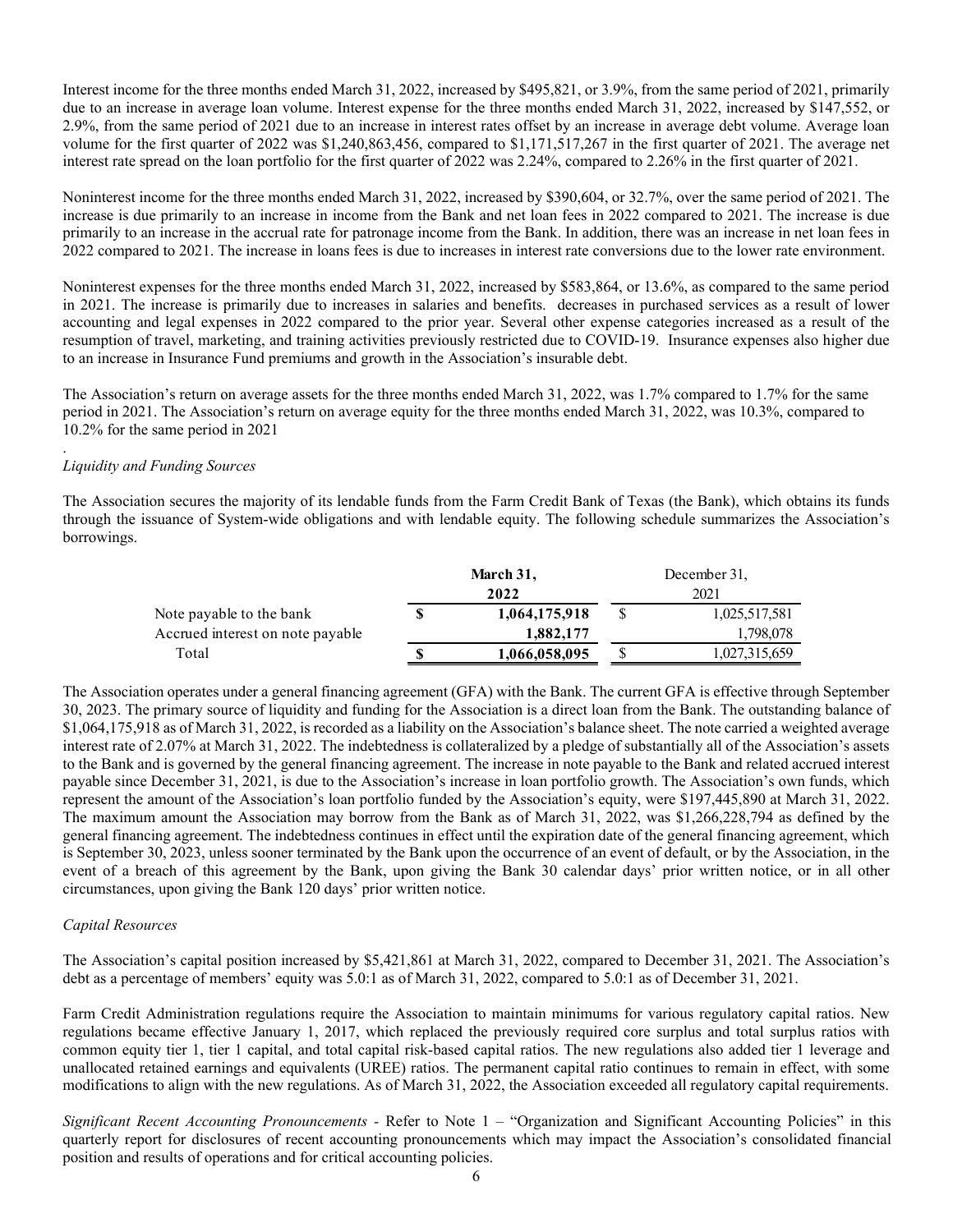Interest income for the three months ended March 31, 2022, increased by $495,821, or 3.9%, from the same period of 2021, primarily due to an increase in average loan volume. Interest expense for the three months ended March 31, 2022, increased by $147,552, or 2.9%, from the same period of 2021 due to an increase in interest rates offset by an increase in average debt volume. Average loan volume for the first quarter of 2022 was $1,240,863,456, compared to $1,171,517,267 in the first quarter of 2021. The average net interest rate spread on the loan portfolio for the first quarter of 2022 was 2.24%, compared to 2.26% in the first quarter of 2021.

Noninterest income for the three months ended March 31, 2022, increased by $390,604, or 32.7%, over the same period of 2021. The increase is due primarily to an increase in income from the Bank and net loan fees in 2022 compared to 2021. The increase is due primarily to an increase in the accrual rate for patronage income from the Bank. In addition, there was an increase in net loan fees in 2022 compared to 2021. The increase in loans fees is due to increases in interest rate conversions due to the lower rate environment.

Noninterest expenses for the three months ended March 31, 2022, increased by $583,864, or 13.6%, as compared to the same period in 2021. The increase is primarily due to increases in salaries and benefits. decreases in purchased services as a result of lower accounting and legal expenses in 2022 compared to the prior year. Several other expense categories increased as a result of the resumption of travel, marketing, and training activities previously restricted due to COVID-19. Insurance expenses also higher due to an increase in Insurance Fund premiums and growth in the Association's insurable debt.

The Association's return on average assets for the three months ended March 31, 2022, was 1.7% compared to 1.7% for the same period in 2021. The Association's return on average equity for the three months ended March 31, 2022, was 10.3%, compared to 10.2% for the same period in 2021

.

*Liquidity and Funding Sources*

The Association secures the majority of its lendable funds from the Farm Credit Bank of Texas (the Bank), which obtains its funds through the issuance of System-wide obligations and with lendable equity. The following schedule summarizes the Association's borrowings.

| | **March 31, 2022** | December 31, 2021 |
|---|---|---|
| Note payable to the bank | **$ 1,064,175,918** | $ 1,025,517,581 |
| Accrued interest on note payable | **1,882,177** | 1,798,078 |
| Total | **$ 1,066,058,095** | $ 1,027,315,659 |

The Association operates under a general financing agreement (GFA) with the Bank. The current GFA is effective through September 30, 2023. The primary source of liquidity and funding for the Association is a direct loan from the Bank. The outstanding balance of $1,064,175,918 as of March 31, 2022, is recorded as a liability on the Association's balance sheet. The note carried a weighted average interest rate of 2.07% at March 31, 2022. The indebtedness is collateralized by a pledge of substantially all of the Association's assets to the Bank and is governed by the general financing agreement. The increase in note payable to the Bank and related accrued interest payable since December 31, 2021, is due to the Association's increase in loan portfolio growth. The Association's own funds, which represent the amount of the Association's loan portfolio funded by the Association's equity, were $197,445,890 at March 31, 2022. The maximum amount the Association may borrow from the Bank as of March 31, 2022, was $1,266,228,794 as defined by the general financing agreement. The indebtedness continues in effect until the expiration date of the general financing agreement, which is September 30, 2023, unless sooner terminated by the Bank upon the occurrence of an event of default, or by the Association, in the event of a breach of this agreement by the Bank, upon giving the Bank 30 calendar days' prior written notice, or in all other circumstances, upon giving the Bank 120 days' prior written notice.

*Capital Resources*

The Association's capital position increased by $5,421,861 at March 31, 2022, compared to December 31, 2021. The Association's debt as a percentage of members' equity was 5.0:1 as of March 31, 2022, compared to 5.0:1 as of December 31, 2021.

Farm Credit Administration regulations require the Association to maintain minimums for various regulatory capital ratios. New regulations became effective January 1, 2017, which replaced the previously required core surplus and total surplus ratios with common equity tier 1, tier 1 capital, and total capital risk-based capital ratios. The new regulations also added tier 1 leverage and unallocated retained earnings and equivalents (UREE) ratios. The permanent capital ratio continues to remain in effect, with some modifications to align with the new regulations. As of March 31, 2022, the Association exceeded all regulatory capital requirements.

*Significant Recent Accounting Pronouncements* - Refer to Note 1 – "Organization and Significant Accounting Policies" in this quarterly report for disclosures of recent accounting pronouncements which may impact the Association's consolidated financial position and results of operations and for critical accounting policies.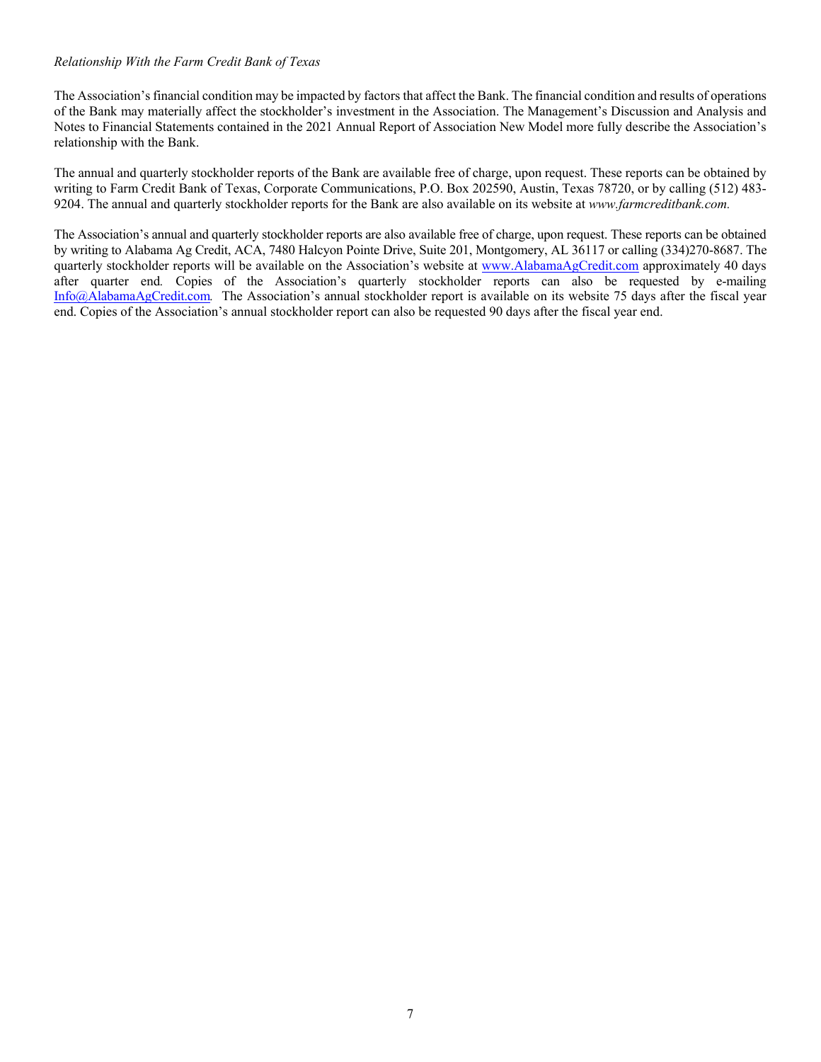*Relationship With the Farm Credit Bank of Texas*

The Association's financial condition may be impacted by factors that affect the Bank. The financial condition and results of operations of the Bank may materially affect the stockholder's investment in the Association. The Management's Discussion and Analysis and Notes to Financial Statements contained in the 2021 Annual Report of Association New Model more fully describe the Association's relationship with the Bank.

The annual and quarterly stockholder reports of the Bank are available free of charge, upon request. These reports can be obtained by writing to Farm Credit Bank of Texas, Corporate Communications, P.O. Box 202590, Austin, Texas 78720, or by calling (512) 483-9204. The annual and quarterly stockholder reports for the Bank are also available on its website at *www.farmcreditbank.com.*

The Association's annual and quarterly stockholder reports are also available free of charge, upon request. These reports can be obtained by writing to Alabama Ag Credit, ACA, 7480 Halcyon Pointe Drive, Suite 201, Montgomery, AL 36117 or calling (334)270-8687. The quarterly stockholder reports will be available on the Association's website at www.AlabamaAgCredit.com approximately 40 days after quarter end. Copies of the Association's quarterly stockholder reports can also be requested by e-mailing Info@AlabamaAgCredit.com. The Association's annual stockholder report is available on its website 75 days after the fiscal year end. Copies of the Association's annual stockholder report can also be requested 90 days after the fiscal year end.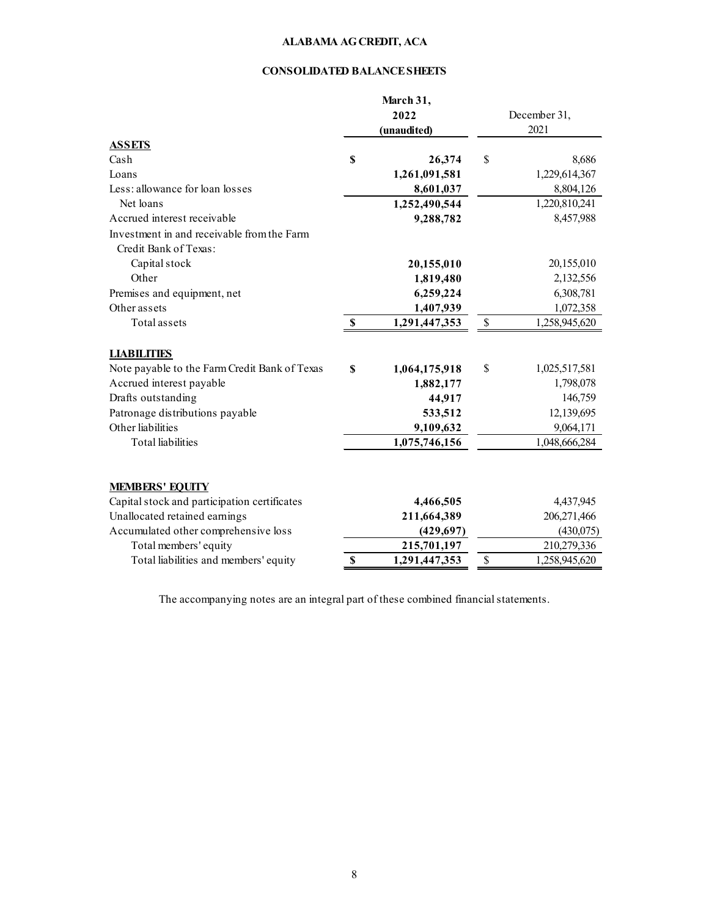# ALABAMA AG CREDIT, ACA

## CONSOLIDATED BALANCE SHEETS

| | March 31, 2022 (unaudited) | December 31, 2021 |
|---|---|---|
| **ASSETS** | | |
| Cash | $ 26,374 | $ 8,686 |
| Loans | 1,261,091,581 | 1,229,614,367 |
| Less: allowance for loan losses | 8,601,037 | 8,804,126 |
| Net loans | 1,252,490,544 | 1,220,810,241 |
| Accrued interest receivable | 9,288,782 | 8,457,988 |
| Investment in and receivable from the Farm Credit Bank of Texas: | | |
| Capital stock | 20,155,010 | 20,155,010 |
| Other | 1,819,480 | 2,132,556 |
| Premises and equipment, net | 6,259,224 | 6,308,781 |
| Other assets | 1,407,939 | 1,072,358 |
| Total assets | $ 1,291,447,353 | $ 1,258,945,620 |
| **LIABILITIES** | | |
| Note payable to the Farm Credit Bank of Texas | $ 1,064,175,918 | $ 1,025,517,581 |
| Accrued interest payable | 1,882,177 | 1,798,078 |
| Drafts outstanding | 44,917 | 146,759 |
| Patronage distributions payable | 533,512 | 12,139,695 |
| Other liabilities | 9,109,632 | 9,064,171 |
| Total liabilities | 1,075,746,156 | 1,048,666,284 |
| **MEMBERS' EQUITY** | | |
| Capital stock and participation certificates | 4,466,505 | 4,437,945 |
| Unallocated retained earnings | 211,664,389 | 206,271,466 |
| Accumulated other comprehensive loss | (429,697) | (430,075) |
| Total members' equity | 215,701,197 | 210,279,336 |
| Total liabilities and members' equity | $ 1,291,447,353 | $ 1,258,945,620 |

The accompanying notes are an integral part of these combined financial statements.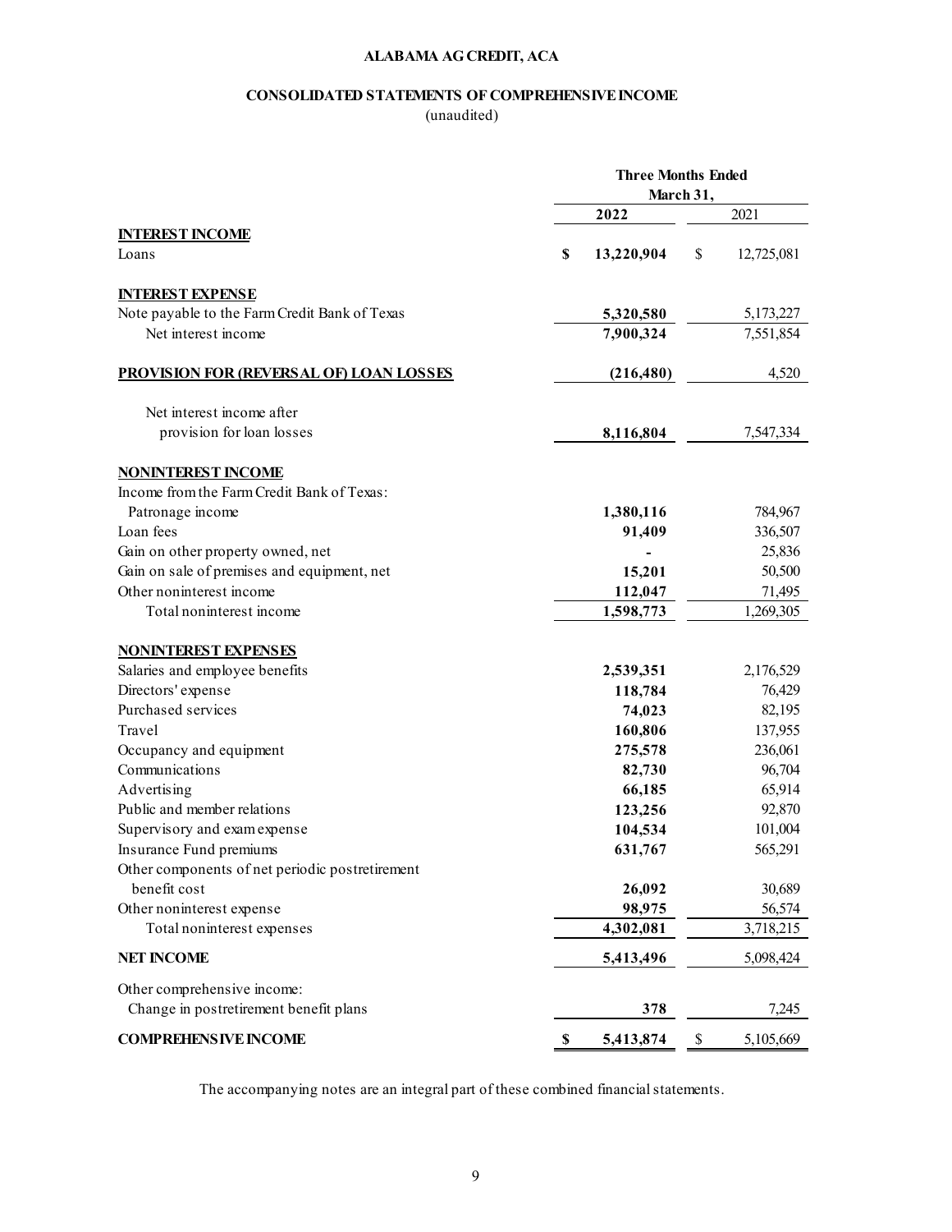**ALABAMA AG CREDIT, ACA**

**CONSOLIDATED STATEMENTS OF COMPREHENSIVE INCOME**
(unaudited)

| | Three Months Ended March 31, | |
|---|---|---|
| | **2022** | 2021 |
| **INTEREST INCOME** | | |
| Loans | **$ 13,220,904** | $ 12,725,081 |
| **INTEREST EXPENSE** | | |
| Note payable to the Farm Credit Bank of Texas | **5,320,580** | 5,173,227 |
| Net interest income | **7,900,324** | 7,551,854 |
| **PROVISION FOR (REVERSAL OF) LOAN LOSSES** | **(216,480)** | 4,520 |
| Net interest income after provision for loan losses | **8,116,804** | 7,547,334 |
| **NONINTEREST INCOME** | | |
| Income from the Farm Credit Bank of Texas: | | |
| Patronage income | **1,380,116** | 784,967 |
| Loan fees | **91,409** | 336,507 |
| Gain on other property owned, net | **-** | 25,836 |
| Gain on sale of premises and equipment, net | **15,201** | 50,500 |
| Other noninterest income | **112,047** | 71,495 |
| Total noninterest income | **1,598,773** | 1,269,305 |
| **NONINTEREST EXPENSES** | | |
| Salaries and employee benefits | **2,539,351** | 2,176,529 |
| Directors' expense | **118,784** | 76,429 |
| Purchased services | **74,023** | 82,195 |
| Travel | **160,806** | 137,955 |
| Occupancy and equipment | **275,578** | 236,061 |
| Communications | **82,730** | 96,704 |
| Advertising | **66,185** | 65,914 |
| Public and member relations | **123,256** | 92,870 |
| Supervisory and exam expense | **104,534** | 101,004 |
| Insurance Fund premiums | **631,767** | 565,291 |
| Other components of net periodic postretirement benefit cost | **26,092** | 30,689 |
| Other noninterest expense | **98,975** | 56,574 |
| Total noninterest expenses | **4,302,081** | 3,718,215 |
| **NET INCOME** | **5,413,496** | 5,098,424 |
| Other comprehensive income: | | |
| Change in postretirement benefit plans | **378** | 7,245 |
| **COMPREHENSIVE INCOME** | **$ 5,413,874** | $ 5,105,669 |

The accompanying notes are an integral part of these combined financial statements.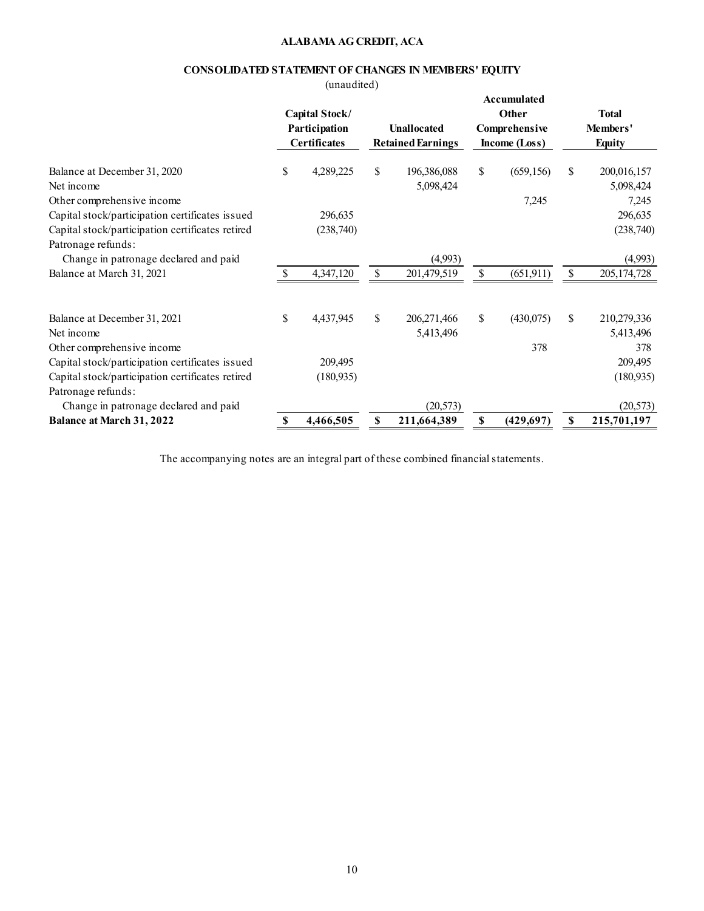**ALABAMA AG CREDIT, ACA**

**CONSOLIDATED STATEMENT OF CHANGES IN MEMBERS' EQUITY**

(unaudited)

| | Capital Stock/ Participation Certificates | Unallocated Retained Earnings | Accumulated Other Comprehensive Income (Loss) | Total Members' Equity |
|---|---|---|---|---|
| Balance at December 31, 2020 | $ 4,289,225 | $ 196,386,088 | $ (659,156) | $ 200,016,157 |
| Net income | | 5,098,424 | | 5,098,424 |
| Other comprehensive income | | | 7,245 | 7,245 |
| Capital stock/participation certificates issued | 296,635 | | | 296,635 |
| Capital stock/participation certificates retired | (238,740) | | | (238,740) |
| Patronage refunds: | | | | |
| Change in patronage declared and paid | | (4,993) | | (4,993) |
| Balance at March 31, 2021 | $ 4,347,120 | $ 201,479,519 | $ (651,911) | $ 205,174,728 |
| | | | | |
| Balance at December 31, 2021 | $ 4,437,945 | $ 206,271,466 | $ (430,075) | $ 210,279,336 |
| Net income | | 5,413,496 | | 5,413,496 |
| Other comprehensive income | | | 378 | 378 |
| Capital stock/participation certificates issued | 209,495 | | | 209,495 |
| Capital stock/participation certificates retired | (180,935) | | | (180,935) |
| Patronage refunds: | | | | |
| Change in patronage declared and paid | | (20,573) | | (20,573) |
| **Balance at March 31, 2022** | **$ 4,466,505** | **$ 211,664,389** | **$ (429,697)** | **$ 215,701,197** |

The accompanying notes are an integral part of these combined financial statements.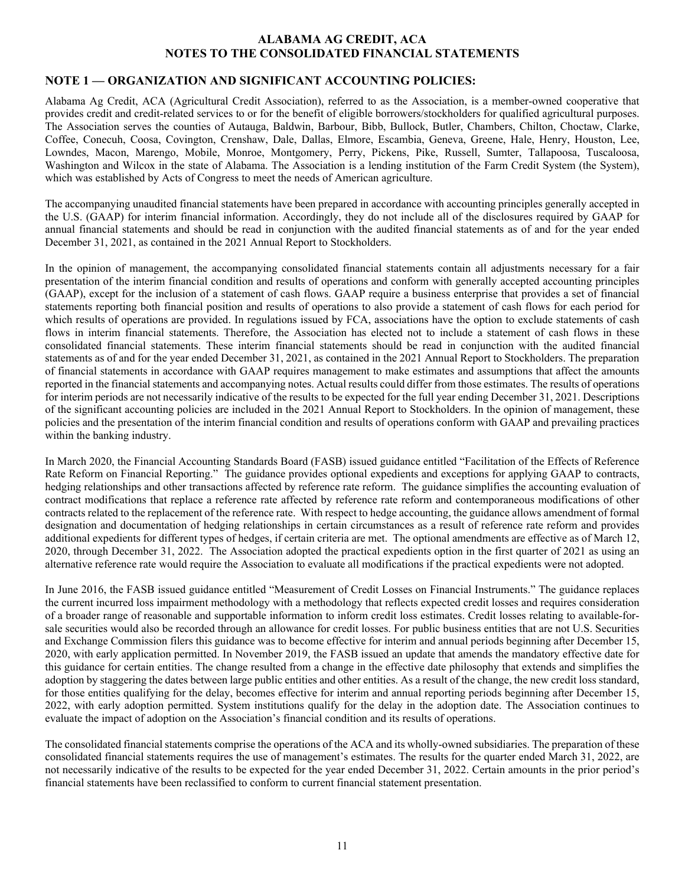**ALABAMA AG CREDIT, ACA**
**NOTES TO THE CONSOLIDATED FINANCIAL STATEMENTS**

## NOTE 1 — ORGANIZATION AND SIGNIFICANT ACCOUNTING POLICIES:

Alabama Ag Credit, ACA (Agricultural Credit Association), referred to as the Association, is a member-owned cooperative that provides credit and credit-related services to or for the benefit of eligible borrowers/stockholders for qualified agricultural purposes. The Association serves the counties of Autauga, Baldwin, Barbour, Bibb, Bullock, Butler, Chambers, Chilton, Choctaw, Clarke, Coffee, Conecuh, Coosa, Covington, Crenshaw, Dale, Dallas, Elmore, Escambia, Geneva, Greene, Hale, Henry, Houston, Lee, Lowndes, Macon, Marengo, Mobile, Monroe, Montgomery, Perry, Pickens, Pike, Russell, Sumter, Tallapoosa, Tuscaloosa, Washington and Wilcox in the state of Alabama. The Association is a lending institution of the Farm Credit System (the System), which was established by Acts of Congress to meet the needs of American agriculture.

The accompanying unaudited financial statements have been prepared in accordance with accounting principles generally accepted in the U.S. (GAAP) for interim financial information. Accordingly, they do not include all of the disclosures required by GAAP for annual financial statements and should be read in conjunction with the audited financial statements as of and for the year ended December 31, 2021, as contained in the 2021 Annual Report to Stockholders.

In the opinion of management, the accompanying consolidated financial statements contain all adjustments necessary for a fair presentation of the interim financial condition and results of operations and conform with generally accepted accounting principles (GAAP), except for the inclusion of a statement of cash flows. GAAP require a business enterprise that provides a set of financial statements reporting both financial position and results of operations to also provide a statement of cash flows for each period for which results of operations are provided. In regulations issued by FCA, associations have the option to exclude statements of cash flows in interim financial statements. Therefore, the Association has elected not to include a statement of cash flows in these consolidated financial statements. These interim financial statements should be read in conjunction with the audited financial statements as of and for the year ended December 31, 2021, as contained in the 2021 Annual Report to Stockholders. The preparation of financial statements in accordance with GAAP requires management to make estimates and assumptions that affect the amounts reported in the financial statements and accompanying notes. Actual results could differ from those estimates. The results of operations for interim periods are not necessarily indicative of the results to be expected for the full year ending December 31, 2021. Descriptions of the significant accounting policies are included in the 2021 Annual Report to Stockholders. In the opinion of management, these policies and the presentation of the interim financial condition and results of operations conform with GAAP and prevailing practices within the banking industry.

In March 2020, the Financial Accounting Standards Board (FASB) issued guidance entitled "Facilitation of the Effects of Reference Rate Reform on Financial Reporting." The guidance provides optional expedients and exceptions for applying GAAP to contracts, hedging relationships and other transactions affected by reference rate reform. The guidance simplifies the accounting evaluation of contract modifications that replace a reference rate affected by reference rate reform and contemporaneous modifications of other contracts related to the replacement of the reference rate. With respect to hedge accounting, the guidance allows amendment of formal designation and documentation of hedging relationships in certain circumstances as a result of reference rate reform and provides additional expedients for different types of hedges, if certain criteria are met. The optional amendments are effective as of March 12, 2020, through December 31, 2022. The Association adopted the practical expedients option in the first quarter of 2021 as using an alternative reference rate would require the Association to evaluate all modifications if the practical expedients were not adopted.

In June 2016, the FASB issued guidance entitled "Measurement of Credit Losses on Financial Instruments." The guidance replaces the current incurred loss impairment methodology with a methodology that reflects expected credit losses and requires consideration of a broader range of reasonable and supportable information to inform credit loss estimates. Credit losses relating to available-for-sale securities would also be recorded through an allowance for credit losses. For public business entities that are not U.S. Securities and Exchange Commission filers this guidance was to become effective for interim and annual periods beginning after December 15, 2020, with early application permitted. In November 2019, the FASB issued an update that amends the mandatory effective date for this guidance for certain entities. The change resulted from a change in the effective date philosophy that extends and simplifies the adoption by staggering the dates between large public entities and other entities. As a result of the change, the new credit loss standard, for those entities qualifying for the delay, becomes effective for interim and annual reporting periods beginning after December 15, 2022, with early adoption permitted. System institutions qualify for the delay in the adoption date. The Association continues to evaluate the impact of adoption on the Association's financial condition and its results of operations.

The consolidated financial statements comprise the operations of the ACA and its wholly-owned subsidiaries. The preparation of these consolidated financial statements requires the use of management's estimates. The results for the quarter ended March 31, 2022, are not necessarily indicative of the results to be expected for the year ended December 31, 2022. Certain amounts in the prior period's financial statements have been reclassified to conform to current financial statement presentation.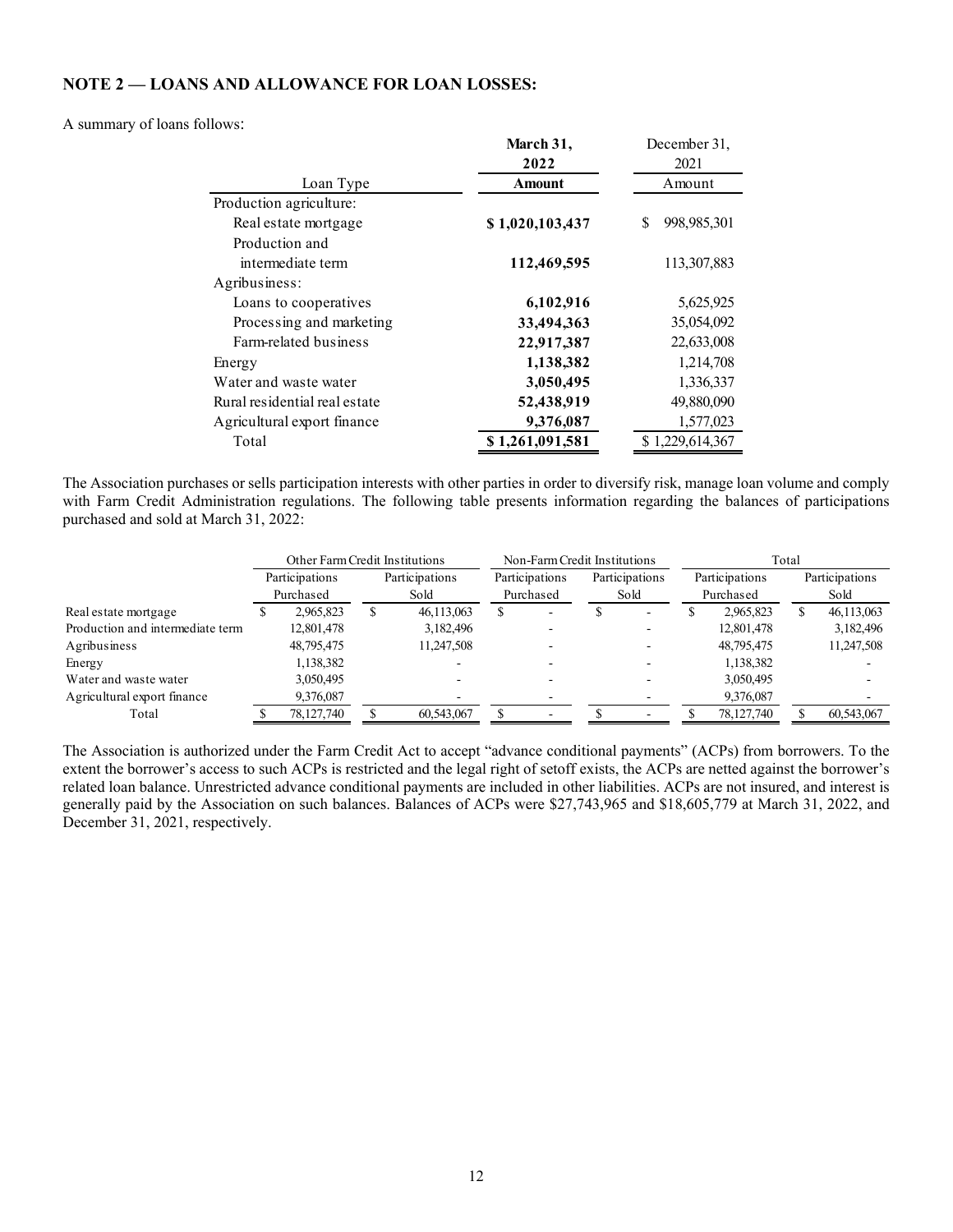## NOTE 2 — LOANS AND ALLOWANCE FOR LOAN LOSSES:

A summary of loans follows:

| Loan Type | **March 31, 2022 Amount** | December 31, 2021 Amount |
|---|---|---|
| Production agriculture: | | |
| Real estate mortgage | **$ 1,020,103,437** | $ 998,985,301 |
| Production and intermediate term | **112,469,595** | 113,307,883 |
| Agribusiness: | | |
| Loans to cooperatives | **6,102,916** | 5,625,925 |
| Processing and marketing | **33,494,363** | 35,054,092 |
| Farm-related business | **22,917,387** | 22,633,008 |
| Energy | **1,138,382** | 1,214,708 |
| Water and waste water | **3,050,495** | 1,336,337 |
| Rural residential real estate | **52,438,919** | 49,880,090 |
| Agricultural export finance | **9,376,087** | 1,577,023 |
| Total | **$ 1,261,091,581** | $ 1,229,614,367 |

The Association purchases or sells participation interests with other parties in order to diversify risk, manage loan volume and comply with Farm Credit Administration regulations. The following table presents information regarding the balances of participations purchased and sold at March 31, 2022:

| | Other Farm Credit Institutions | | Non-Farm Credit Institutions | | Total | |
|---|---|---|---|---|---|---|
| | Participations Purchased | Participations Sold | Participations Purchased | Participations Sold | Participations Purchased | Participations Sold |
| Real estate mortgage | $ 2,965,823 | $ 46,113,063 | $ - | $ - | $ 2,965,823 | $ 46,113,063 |
| Production and intermediate term | 12,801,478 | 3,182,496 | - | - | 12,801,478 | 3,182,496 |
| Agribusiness | 48,795,475 | 11,247,508 | - | - | 48,795,475 | 11,247,508 |
| Energy | 1,138,382 | - | - | - | 1,138,382 | - |
| Water and waste water | 3,050,495 | - | - | - | 3,050,495 | - |
| Agricultural export finance | 9,376,087 | - | - | - | 9,376,087 | - |
| Total | $ 78,127,740 | $ 60,543,067 | $ - | $ - | $ 78,127,740 | $ 60,543,067 |

The Association is authorized under the Farm Credit Act to accept "advance conditional payments" (ACPs) from borrowers. To the extent the borrower's access to such ACPs is restricted and the legal right of setoff exists, the ACPs are netted against the borrower's related loan balance. Unrestricted advance conditional payments are included in other liabilities. ACPs are not insured, and interest is generally paid by the Association on such balances. Balances of ACPs were $27,743,965 and $18,605,779 at March 31, 2022, and December 31, 2021, respectively.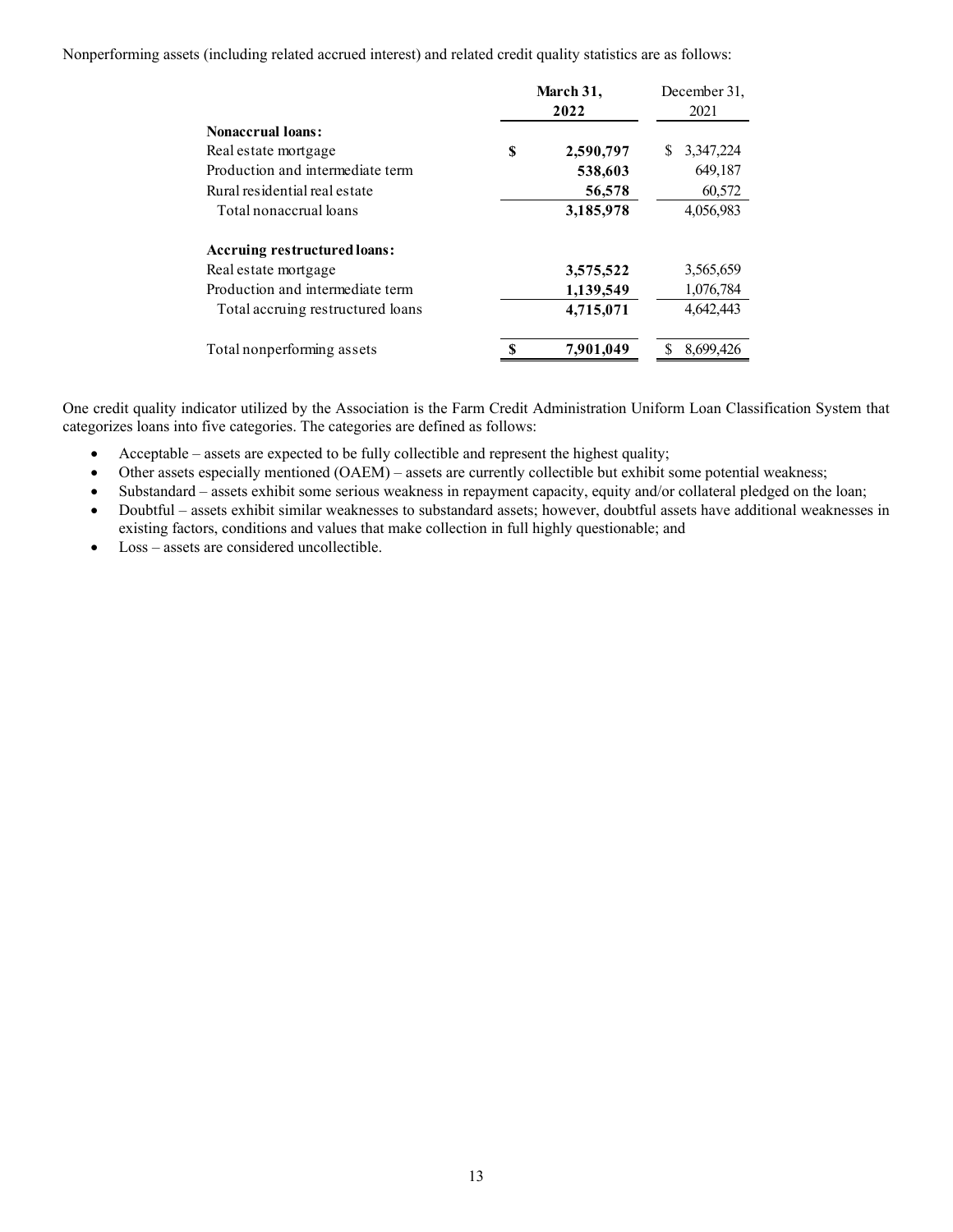Nonperforming assets (including related accrued interest) and related credit quality statistics are as follows:

| | March 31, 2022 | December 31, 2021 |
|---|---|---|
| **Nonaccrual loans:** | | |
| Real estate mortgage | $ 2,590,797 | $ 3,347,224 |
| Production and intermediate term | 538,603 | 649,187 |
| Rural residential real estate | 56,578 | 60,572 |
| Total nonaccrual loans | 3,185,978 | 4,056,983 |
| **Accruing restructured loans:** | | |
| Real estate mortgage | 3,575,522 | 3,565,659 |
| Production and intermediate term | 1,139,549 | 1,076,784 |
| Total accruing restructured loans | 4,715,071 | 4,642,443 |
| Total nonperforming assets | $ 7,901,049 | $ 8,699,426 |

One credit quality indicator utilized by the Association is the Farm Credit Administration Uniform Loan Classification System that categorizes loans into five categories. The categories are defined as follows:

- Acceptable – assets are expected to be fully collectible and represent the highest quality;
- Other assets especially mentioned (OAEM) – assets are currently collectible but exhibit some potential weakness;
- Substandard – assets exhibit some serious weakness in repayment capacity, equity and/or collateral pledged on the loan;
- Doubtful – assets exhibit similar weaknesses to substandard assets; however, doubtful assets have additional weaknesses in existing factors, conditions and values that make collection in full highly questionable; and
- Loss – assets are considered uncollectible.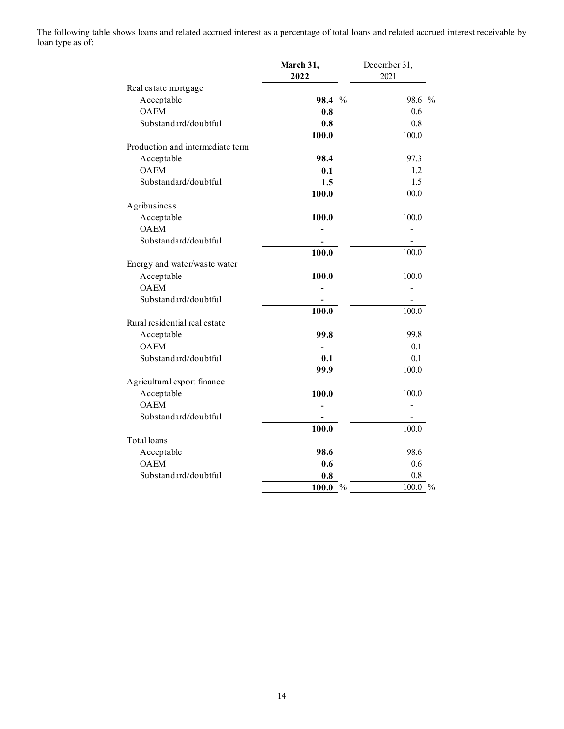The following table shows loans and related accrued interest as a percentage of total loans and related accrued interest receivable by loan type as of:

| | **March 31, 2022** | December 31, 2021 |
|---|---|---|
| Real estate mortgage | | |
| Acceptable | **98.4** % | 98.6 % |
| OAEM | **0.8** | 0.6 |
| Substandard/doubtful | **0.8** | 0.8 |
| | **100.0** | 100.0 |
| Production and intermediate term | | |
| Acceptable | **98.4** | 97.3 |
| OAEM | **0.1** | 1.2 |
| Substandard/doubtful | **1.5** | 1.5 |
| | **100.0** | 100.0 |
| Agribusiness | | |
| Acceptable | **100.0** | 100.0 |
| OAEM | **-** | - |
| Substandard/doubtful | **-** | - |
| | **100.0** | 100.0 |
| Energy and water/waste water | | |
| Acceptable | **100.0** | 100.0 |
| OAEM | **-** | - |
| Substandard/doubtful | **-** | - |
| | **100.0** | 100.0 |
| Rural residential real estate | | |
| Acceptable | **99.8** | 99.8 |
| OAEM | **-** | 0.1 |
| Substandard/doubtful | **0.1** | 0.1 |
| | **99.9** | 100.0 |
| Agricultural export finance | | |
| Acceptable | **100.0** | 100.0 |
| OAEM | **-** | - |
| Substandard/doubtful | **-** | - |
| | **100.0** | 100.0 |
| Total loans | | |
| Acceptable | **98.6** | 98.6 |
| OAEM | **0.6** | 0.6 |
| Substandard/doubtful | **0.8** | 0.8 |
| | **100.0** % | 100.0 % |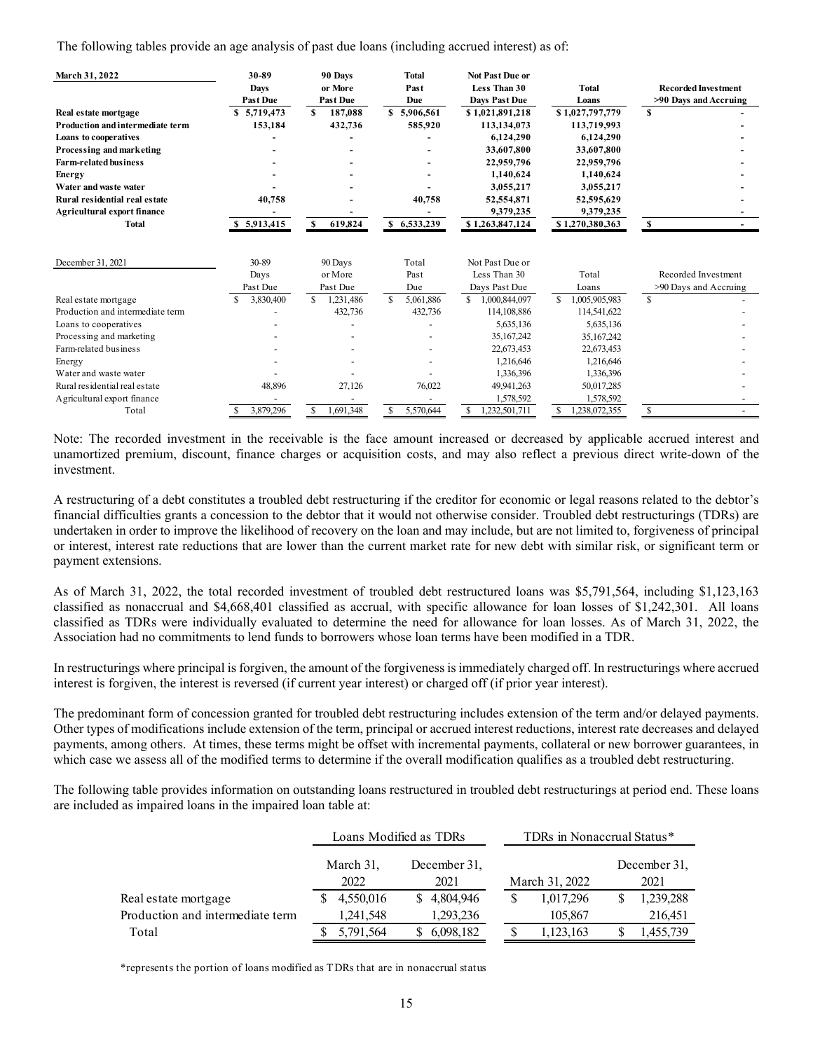The following tables provide an age analysis of past due loans (including accrued interest) as of:

| March 31, 2022 | 30-89 Days Past Due | 90 Days or More Past Due | Total Past Due | Not Past Due or Less Than 30 Days Past Due | Total Loans | Recorded Investment >90 Days and Accruing |
|---|---|---|---|---|---|---|
| Real estate mortgage | $ 5,719,473 | $ 187,088 | $ 5,906,561 | $ 1,021,891,218 | $ 1,027,797,779 | $ - |
| Production and intermediate term | 153,184 | 432,736 | 585,920 | 113,134,073 | 113,719,993 | - |
| Loans to cooperatives | - | - | - | 6,124,290 | 6,124,290 | - |
| Processing and marketing | - | - | - | 33,607,800 | 33,607,800 | - |
| Farm-related business | - | - | - | 22,959,796 | 22,959,796 | - |
| Energy | - | - | - | 1,140,624 | 1,140,624 | - |
| Water and waste water | - | - | - | 3,055,217 | 3,055,217 | - |
| Rural residential real estate | 40,758 | - | 40,758 | 52,554,871 | 52,595,629 | - |
| Agricultural export finance | - | - | - | 9,379,235 | 9,379,235 | - |
| Total | $ 5,913,415 | $ 619,824 | $ 6,533,239 | $ 1,263,847,124 | $ 1,270,380,363 | $ - |

| December 31, 2021 | 30-89 Days Past Due | 90 Days or More Past Due | Total Past Due | Not Past Due or Less Than 30 Days Past Due | Total Loans | Recorded Investment >90 Days and Accruing |
|---|---|---|---|---|---|---|
| Real estate mortgage | $ 3,830,400 | $ 1,231,486 | $ 5,061,886 | $ 1,000,844,097 | $ 1,005,905,983 | $ - |
| Production and intermediate term | - | 432,736 | 432,736 | 114,108,886 | 114,541,622 | - |
| Loans to cooperatives | - | - | - | 5,635,136 | 5,635,136 | - |
| Processing and marketing | - | - | - | 35,167,242 | 35,167,242 | - |
| Farm-related business | - | - | - | 22,673,453 | 22,673,453 | - |
| Energy | - | - | - | 1,216,646 | 1,216,646 | - |
| Water and waste water | - | - | - | 1,336,396 | 1,336,396 | - |
| Rural residential real estate | 48,896 | 27,126 | 76,022 | 49,941,263 | 50,017,285 | - |
| Agricultural export finance | - | - | - | 1,578,592 | 1,578,592 | - |
| Total | $ 3,879,296 | $ 1,691,348 | $ 5,570,644 | $ 1,232,501,711 | $ 1,238,072,355 | $ - |

Note: The recorded investment in the receivable is the face amount increased or decreased by applicable accrued interest and unamortized premium, discount, finance charges or acquisition costs, and may also reflect a previous direct write-down of the investment.

A restructuring of a debt constitutes a troubled debt restructuring if the creditor for economic or legal reasons related to the debtor's financial difficulties grants a concession to the debtor that it would not otherwise consider. Troubled debt restructurings (TDRs) are undertaken in order to improve the likelihood of recovery on the loan and may include, but are not limited to, forgiveness of principal or interest, interest rate reductions that are lower than the current market rate for new debt with similar risk, or significant term or payment extensions.

As of March 31, 2022, the total recorded investment of troubled debt restructured loans was $5,791,564, including $1,123,163 classified as nonaccrual and $4,668,401 classified as accrual, with specific allowance for loan losses of $1,242,301. All loans classified as TDRs were individually evaluated to determine the need for allowance for loan losses. As of March 31, 2022, the Association had no commitments to lend funds to borrowers whose loan terms have been modified in a TDR.

In restructurings where principal is forgiven, the amount of the forgiveness is immediately charged off. In restructurings where accrued interest is forgiven, the interest is reversed (if current year interest) or charged off (if prior year interest).

The predominant form of concession granted for troubled debt restructuring includes extension of the term and/or delayed payments. Other types of modifications include extension of the term, principal or accrued interest reductions, interest rate decreases and delayed payments, among others. At times, these terms might be offset with incremental payments, collateral or new borrower guarantees, in which case we assess all of the modified terms to determine if the overall modification qualifies as a troubled debt restructuring.

The following table provides information on outstanding loans restructured in troubled debt restructurings at period end. These loans are included as impaired loans in the impaired loan table at:

| | Loans Modified as TDRs | | TDRs in Nonaccrual Status* | |
|---|---|---|---|---|
| | March 31, 2022 | December 31, 2021 | March 31, 2022 | December 31, 2021 |
| Real estate mortgage | $ 4,550,016 | $ 4,804,946 | $ 1,017,296 | $ 1,239,288 |
| Production and intermediate term | 1,241,548 | 1,293,236 | 105,867 | 216,451 |
| Total | $ 5,791,564 | $ 6,098,182 | $ 1,123,163 | $ 1,455,739 |

*represents the portion of loans modified as TDRs that are in nonaccrual status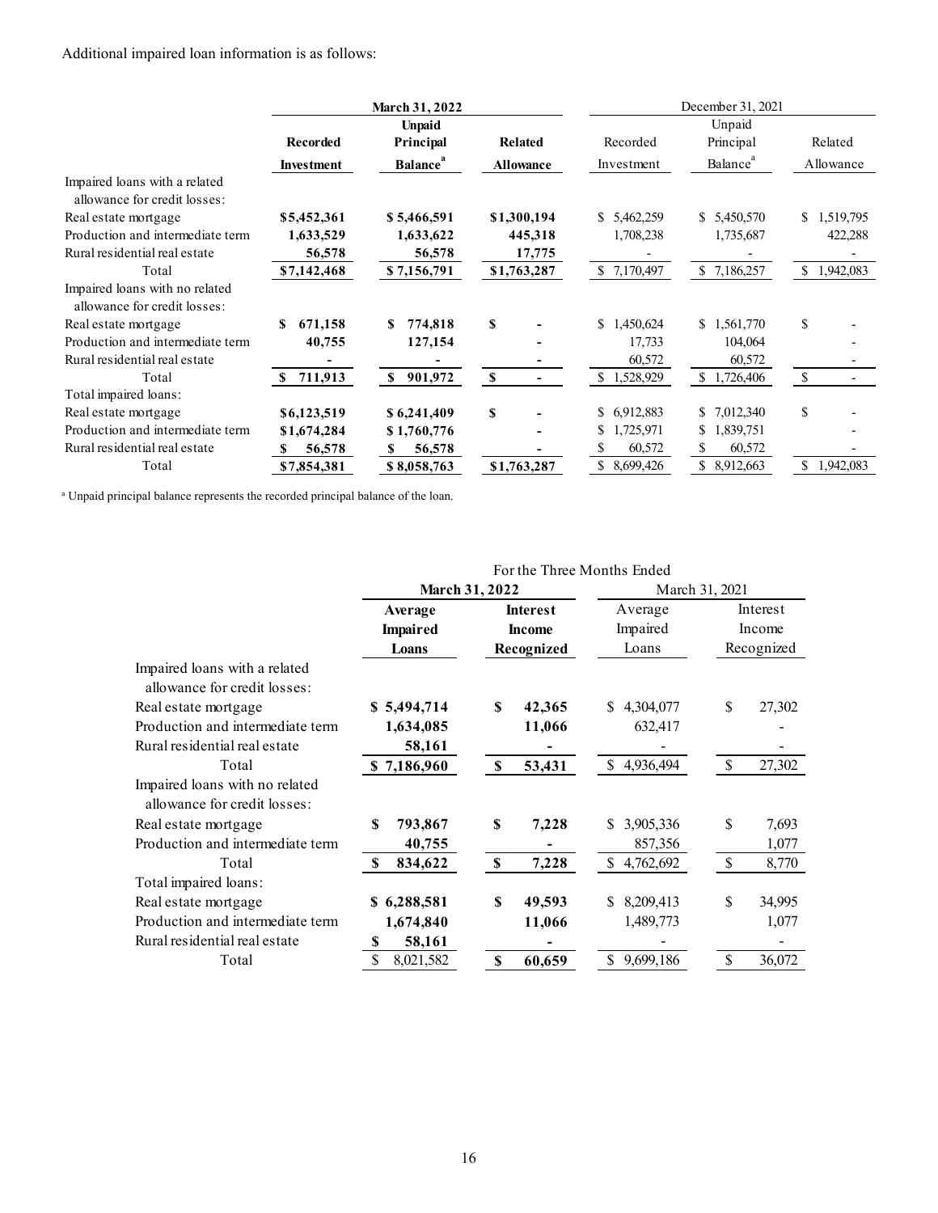Additional impaired loan information is as follows:

| | March 31, 2022 | | | December 31, 2021 | | |
|---|---|---|---|---|---|---|
| | **Recorded Investment** | **Unpaid Principal Balance[a]** | **Related Allowance** | Recorded Investment | Unpaid Principal Balance[a] | Related Allowance |
| Impaired loans with a related allowance for credit losses: | | | | | | |
| Real estate mortgage | **$5,452,361** | **$ 5,466,591** | **$1,300,194** | $ 5,462,259 | $ 5,450,570 | $ 1,519,795 |
| Production and intermediate term | **1,633,529** | **1,633,622** | **445,318** | 1,708,238 | 1,735,687 | 422,288 |
| Rural residential real estate | **56,578** | **56,578** | **17,775** | - | - | - |
| Total | **$7,142,468** | **$ 7,156,791** | **$1,763,287** | $ 7,170,497 | $ 7,186,257 | $ 1,942,083 |
| Impaired loans with no related allowance for credit losses: | | | | | | |
| Real estate mortgage | **$ 671,158** | **$ 774,818** | **$ -** | $ 1,450,624 | $ 1,561,770 | $ - |
| Production and intermediate term | **40,755** | **127,154** | **-** | 17,733 | 104,064 | - |
| Rural residential real estate | **-** | **-** | **-** | 60,572 | 60,572 | - |
| Total | **$ 711,913** | **$ 901,972** | **$ -** | $ 1,528,929 | $ 1,726,406 | $ - |
| Total impaired loans: | | | | | | |
| Real estate mortgage | **$6,123,519** | **$ 6,241,409** | **$ -** | $ 6,912,883 | $ 7,012,340 | $ - |
| Production and intermediate term | **$1,674,284** | **$ 1,760,776** | **-** | $ 1,725,971 | $ 1,839,751 | - |
| Rural residential real estate | **$ 56,578** | **$ 56,578** | **-** | $ 60,572 | $ 60,572 | - |
| Total | **$7,854,381** | **$ 8,058,763** | **$1,763,287** | $ 8,699,426 | $ 8,912,663 | $ 1,942,083 |

[a] Unpaid principal balance represents the recorded principal balance of the loan.

| | For the Three Months Ended | | | |
|---|---|---|---|---|
| | March 31, 2022 | | March 31, 2021 | |
| | **Average Impaired Loans** | **Interest Income Recognized** | Average Impaired Loans | Interest Income Recognized |
| Impaired loans with a related allowance for credit losses: | | | | |
| Real estate mortgage | **$ 5,494,714** | **$ 42,365** | $ 4,304,077 | $ 27,302 |
| Production and intermediate term | **1,634,085** | **11,066** | 632,417 | - |
| Rural residential real estate | **58,161** | **-** | - | - |
| Total | **$ 7,186,960** | **$ 53,431** | $ 4,936,494 | $ 27,302 |
| Impaired loans with no related allowance for credit losses: | | | | |
| Real estate mortgage | **$ 793,867** | **$ 7,228** | $ 3,905,336 | $ 7,693 |
| Production and intermediate term | **40,755** | **-** | 857,356 | 1,077 |
| Total | **$ 834,622** | **$ 7,228** | $ 4,762,692 | $ 8,770 |
| Total impaired loans: | | | | |
| Real estate mortgage | **$ 6,288,581** | **$ 49,593** | $ 8,209,413 | $ 34,995 |
| Production and intermediate term | **1,674,840** | **11,066** | 1,489,773 | 1,077 |
| Rural residential real estate | **$ 58,161** | **-** | - | - |
| Total | $ 8,021,582 | **$ 60,659** | $ 9,699,186 | $ 36,072 |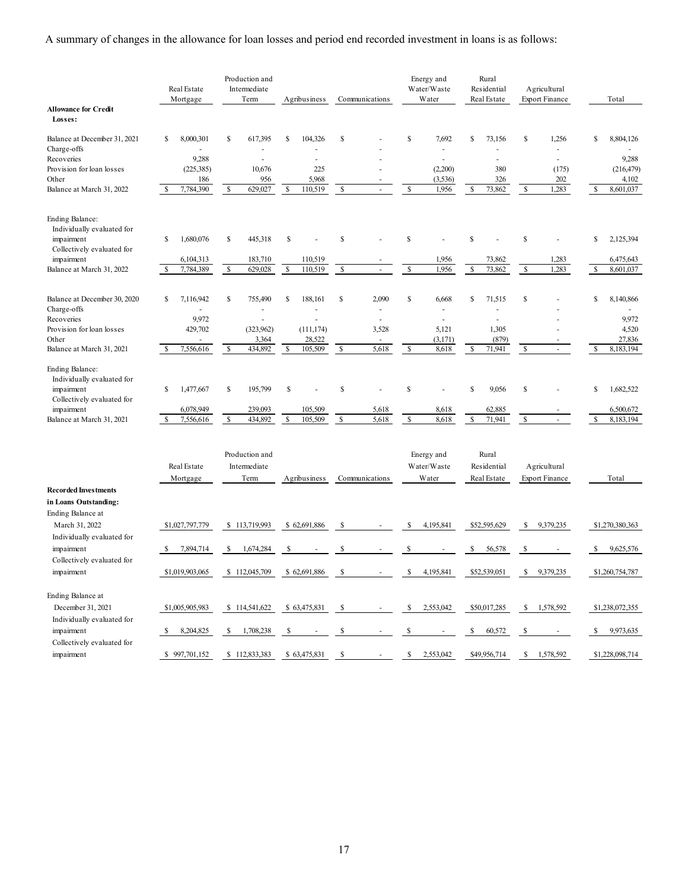A summary of changes in the allowance for loan losses and period end recorded investment in loans is as follows:

| | Real Estate Mortgage | Production and Intermediate Term | Agribusiness | Communications | Energy and Water/Waste Water | Rural Residential Real Estate | Agricultural Export Finance | Total |
|---|---|---|---|---|---|---|---|---|
| **Allowance for Credit Losses:** | | | | | | | | |
| Balance at December 31, 2021 | $ 8,000,301 | $ 617,395 | $ 104,326 | $ - | $ 7,692 | $ 73,156 | $ 1,256 | $ 8,804,126 |
| Charge-offs | - | - | - | - | - | - | - | - |
| Recoveries | 9,288 | - | - | - | - | - | - | 9,288 |
| Provision for loan losses | (225,385) | 10,676 | 225 | - | (2,200) | 380 | (175) | (216,479) |
| Other | 186 | 956 | 5,968 | - | (3,536) | 326 | 202 | 4,102 |
| Balance at March 31, 2022 | $ 7,784,390 | $ 629,027 | $ 110,519 | $ - | $ 1,956 | $ 73,862 | $ 1,283 | $ 8,601,037 |
| Ending Balance: | | | | | | | | |
| Individually evaluated for impairment | $ 1,680,076 | $ 445,318 | $ - | $ - | $ - | $ - | $ - | $ 2,125,394 |
| Collectively evaluated for impairment | 6,104,313 | 183,710 | 110,519 | - | 1,956 | 73,862 | 1,283 | 6,475,643 |
| Balance at March 31, 2022 | $ 7,784,389 | $ 629,028 | $ 110,519 | $ - | $ 1,956 | $ 73,862 | $ 1,283 | $ 8,601,037 |
| Balance at December 30, 2020 | $ 7,116,942 | $ 755,490 | $ 188,161 | $ 2,090 | $ 6,668 | $ 71,515 | $ - | $ 8,140,866 |
| Charge-offs | - | - | - | - | - | - | - | - |
| Recoveries | 9,972 | - | - | - | - | - | - | 9,972 |
| Provision for loan losses | 429,702 | (323,962) | (111,174) | 3,528 | 5,121 | 1,305 | - | 4,520 |
| Other | - | 3,364 | 28,522 | - | (3,171) | (879) | - | 27,836 |
| Balance at March 31, 2021 | $ 7,556,616 | $ 434,892 | $ 105,509 | $ 5,618 | $ 8,618 | $ 71,941 | $ - | $ 8,183,194 |
| Ending Balance: | | | | | | | | |
| Individually evaluated for impairment | $ 1,477,667 | $ 195,799 | $ - | $ - | $ - | $ 9,056 | $ - | $ 1,682,522 |
| Collectively evaluated for impairment | 6,078,949 | 239,093 | 105,509 | 5,618 | 8,618 | 62,885 | - | 6,500,672 |
| Balance at March 31, 2021 | $ 7,556,616 | $ 434,892 | $ 105,509 | $ 5,618 | $ 8,618 | $ 71,941 | $ - | $ 8,183,194 |

| | Real Estate Mortgage | Production and Intermediate Term | Agribusiness | Communications | Energy and Water/Waste Water | Rural Residential Real Estate | Agricultural Export Finance | Total |
|---|---|---|---|---|---|---|---|---|
| **Recorded Investments in Loans Outstanding:** | | | | | | | | |
| Ending Balance at March 31, 2022 | $1,027,797,779 | $ 113,719,993 | $ 62,691,886 | $ - | $ 4,195,841 | $52,595,629 | $ 9,379,235 | $1,270,380,363 |
| Individually evaluated for impairment | $ 7,894,714 | $ 1,674,284 | $ - | $ - | $ - | $ 56,578 | $ - | $ 9,625,576 |
| Collectively evaluated for impairment | $1,019,903,065 | $ 112,045,709 | $ 62,691,886 | $ - | $ 4,195,841 | $52,539,051 | $ 9,379,235 | $1,260,754,787 |
| Ending Balance at December 31, 2021 | $1,005,905,983 | $ 114,541,622 | $ 63,475,831 | $ - | $ 2,553,042 | $50,017,285 | $ 1,578,592 | $1,238,072,355 |
| Individually evaluated for impairment | $ 8,204,825 | $ 1,708,238 | $ - | $ - | $ - | $ 60,572 | $ - | $ 9,973,635 |
| Collectively evaluated for impairment | $ 997,701,152 | $ 112,833,383 | $ 63,475,831 | $ - | $ 2,553,042 | $49,956,714 | $ 1,578,592 | $1,228,098,714 |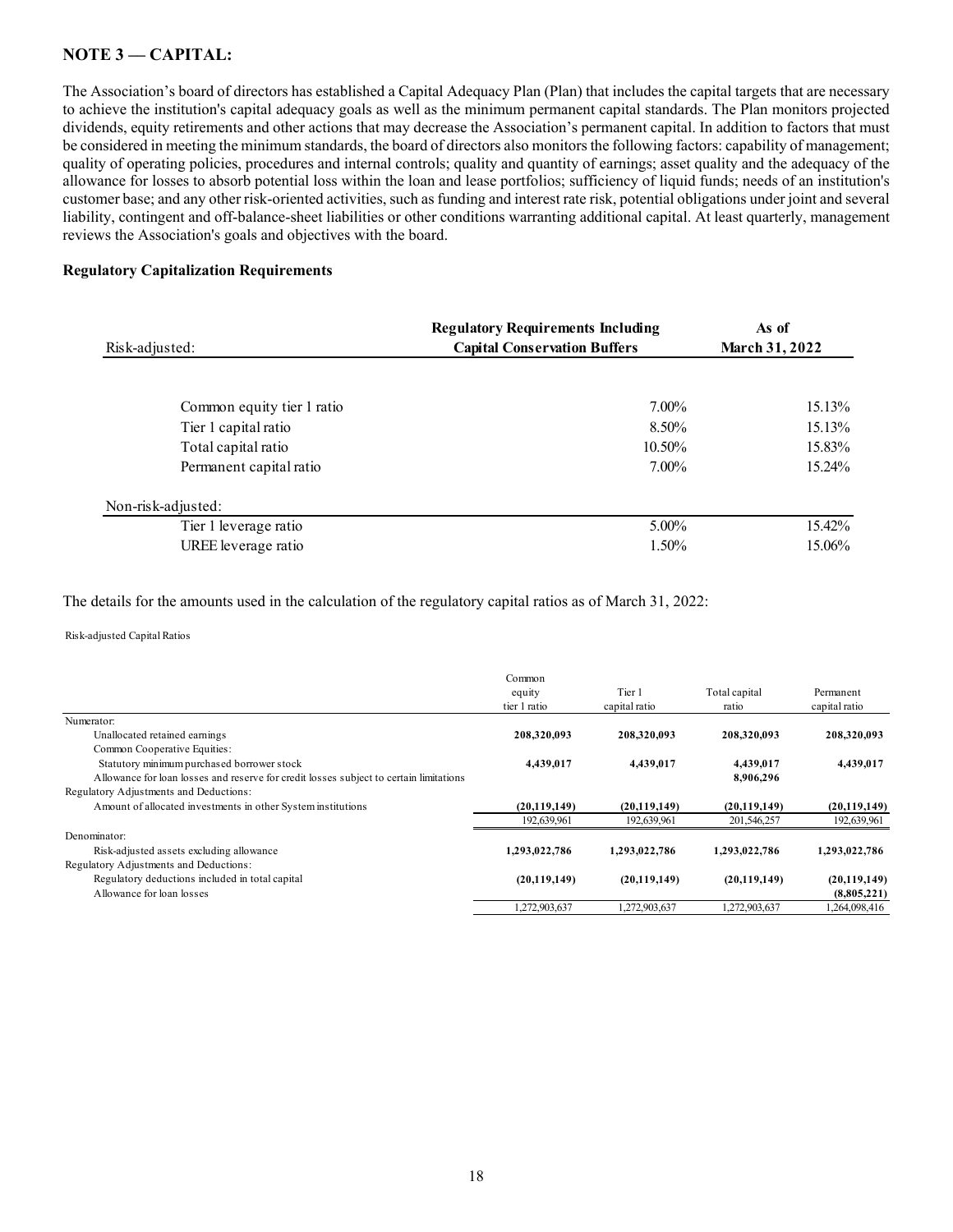## NOTE 3 — CAPITAL:

The Association's board of directors has established a Capital Adequacy Plan (Plan) that includes the capital targets that are necessary to achieve the institution's capital adequacy goals as well as the minimum permanent capital standards. The Plan monitors projected dividends, equity retirements and other actions that may decrease the Association's permanent capital. In addition to factors that must be considered in meeting the minimum standards, the board of directors also monitors the following factors: capability of management; quality of operating policies, procedures and internal controls; quality and quantity of earnings; asset quality and the adequacy of the allowance for losses to absorb potential loss within the loan and lease portfolios; sufficiency of liquid funds; needs of an institution's customer base; and any other risk-oriented activities, such as funding and interest rate risk, potential obligations under joint and several liability, contingent and off-balance-sheet liabilities or other conditions warranting additional capital. At least quarterly, management reviews the Association's goals and objectives with the board.

### Regulatory Capitalization Requirements

| Risk-adjusted: | Regulatory Requirements Including Capital Conservation Buffers | As of March 31, 2022 |
|---|---|---|
| Common equity tier 1 ratio | 7.00% | 15.13% |
| Tier 1 capital ratio | 8.50% | 15.13% |
| Total capital ratio | 10.50% | 15.83% |
| Permanent capital ratio | 7.00% | 15.24% |
| **Non-risk-adjusted:** | | |
| Tier 1 leverage ratio | 5.00% | 15.42% |
| UREE leverage ratio | 1.50% | 15.06% |

The details for the amounts used in the calculation of the regulatory capital ratios as of March 31, 2022:

Risk-adjusted Capital Ratios

| | Common equity tier 1 ratio | Tier 1 capital ratio | Total capital ratio | Permanent capital ratio |
|---|---|---|---|---|
| Numerator: | | | | |
| Unallocated retained earnings | **208,320,093** | **208,320,093** | **208,320,093** | **208,320,093** |
| Common Cooperative Equities: | | | | |
| Statutory minimum purchased borrower stock | **4,439,017** | **4,439,017** | **4,439,017** | **4,439,017** |
| Allowance for loan losses and reserve for credit losses subject to certain limitations | | | **8,906,296** | |
| Regulatory Adjustments and Deductions: | | | | |
| Amount of allocated investments in other System institutions | **(20,119,149)** | **(20,119,149)** | **(20,119,149)** | **(20,119,149)** |
| | 192,639,961 | 192,639,961 | 201,546,257 | 192,639,961 |
| Denominator: | | | | |
| Risk-adjusted assets excluding allowance | **1,293,022,786** | **1,293,022,786** | **1,293,022,786** | **1,293,022,786** |
| Regulatory Adjustments and Deductions: | | | | |
| Regulatory deductions included in total capital | **(20,119,149)** | **(20,119,149)** | **(20,119,149)** | **(20,119,149)** |
| Allowance for loan losses | | | | **(8,805,221)** |
| | 1,272,903,637 | 1,272,903,637 | 1,272,903,637 | 1,264,098,416 |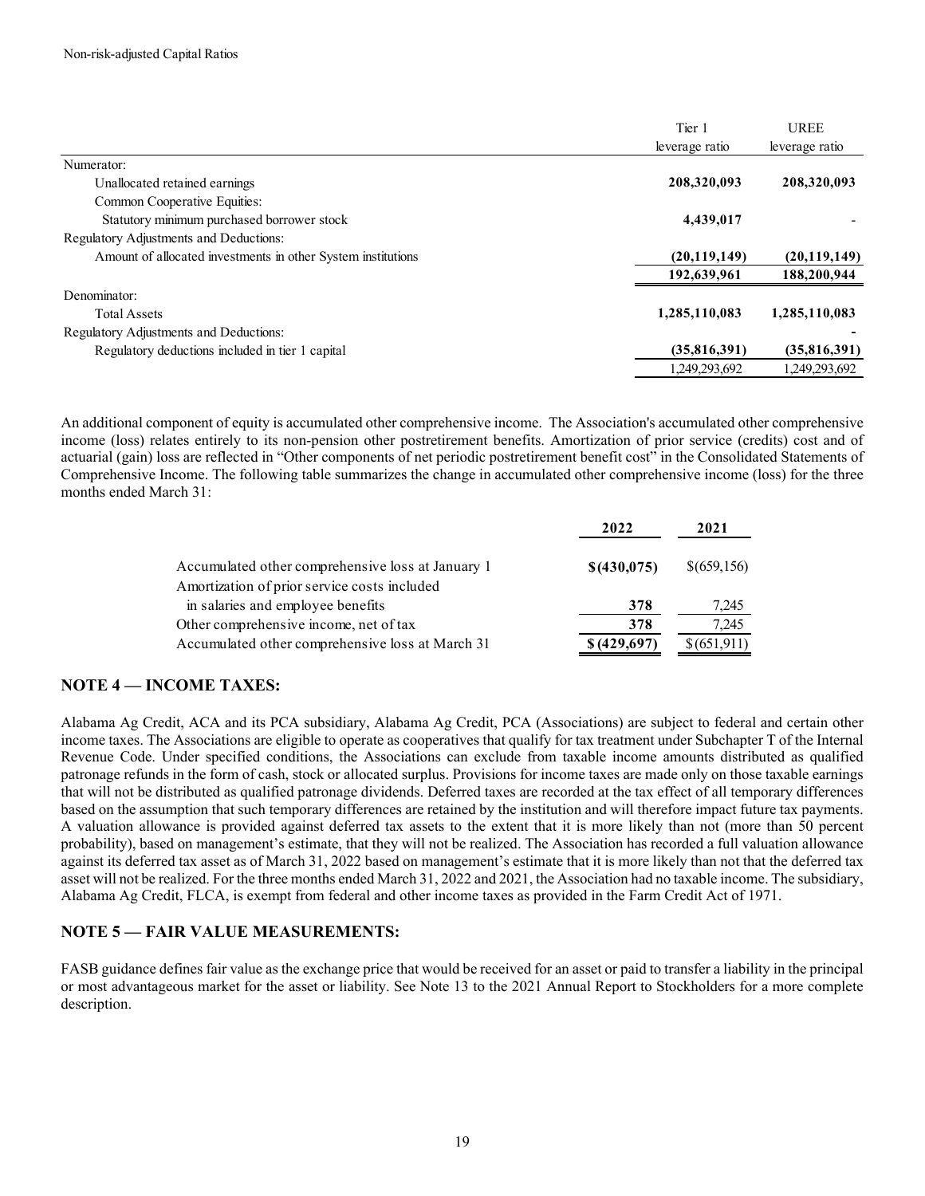Non-risk-adjusted Capital Ratios

| | Tier 1 leverage ratio | UREE leverage ratio |
|---|---|---|
| Numerator: | | |
| Unallocated retained earnings | **208,320,093** | **208,320,093** |
| Common Cooperative Equities: | | |
| Statutory minimum purchased borrower stock | **4,439,017** | - |
| Regulatory Adjustments and Deductions: | | |
| Amount of allocated investments in other System institutions | **(20,119,149)** | **(20,119,149)** |
| | **192,639,961** | **188,200,944** |
| Denominator: | | |
| Total Assets | **1,285,110,083** | **1,285,110,083** |
| Regulatory Adjustments and Deductions: | | - |
| Regulatory deductions included in tier 1 capital | **(35,816,391)** | **(35,816,391)** |
| | 1,249,293,692 | 1,249,293,692 |

An additional component of equity is accumulated other comprehensive income. The Association's accumulated other comprehensive income (loss) relates entirely to its non-pension other postretirement benefits. Amortization of prior service (credits) cost and of actuarial (gain) loss are reflected in "Other components of net periodic postretirement benefit cost" in the Consolidated Statements of Comprehensive Income. The following table summarizes the change in accumulated other comprehensive income (loss) for the three months ended March 31:

| | 2022 | 2021 |
|---|---|---|
| Accumulated other comprehensive loss at January 1 | **$(430,075)** | $(659,156) |
| Amortization of prior service costs included in salaries and employee benefits | **378** | 7,245 |
| Other comprehensive income, net of tax | **378** | 7,245 |
| Accumulated other comprehensive loss at March 31 | **$ (429,697)** | $(651,911) |

## NOTE 4 — INCOME TAXES:

Alabama Ag Credit, ACA and its PCA subsidiary, Alabama Ag Credit, PCA (Associations) are subject to federal and certain other income taxes. The Associations are eligible to operate as cooperatives that qualify for tax treatment under Subchapter T of the Internal Revenue Code. Under specified conditions, the Associations can exclude from taxable income amounts distributed as qualified patronage refunds in the form of cash, stock or allocated surplus. Provisions for income taxes are made only on those taxable earnings that will not be distributed as qualified patronage dividends. Deferred taxes are recorded at the tax effect of all temporary differences based on the assumption that such temporary differences are retained by the institution and will therefore impact future tax payments. A valuation allowance is provided against deferred tax assets to the extent that it is more likely than not (more than 50 percent probability), based on management's estimate, that they will not be realized. The Association has recorded a full valuation allowance against its deferred tax asset as of March 31, 2022 based on management's estimate that it is more likely than not that the deferred tax asset will not be realized. For the three months ended March 31, 2022 and 2021, the Association had no taxable income. The subsidiary, Alabama Ag Credit, FLCA, is exempt from federal and other income taxes as provided in the Farm Credit Act of 1971.

## NOTE 5 — FAIR VALUE MEASUREMENTS:

FASB guidance defines fair value as the exchange price that would be received for an asset or paid to transfer a liability in the principal or most advantageous market for the asset or liability. See Note 13 to the 2021 Annual Report to Stockholders for a more complete description.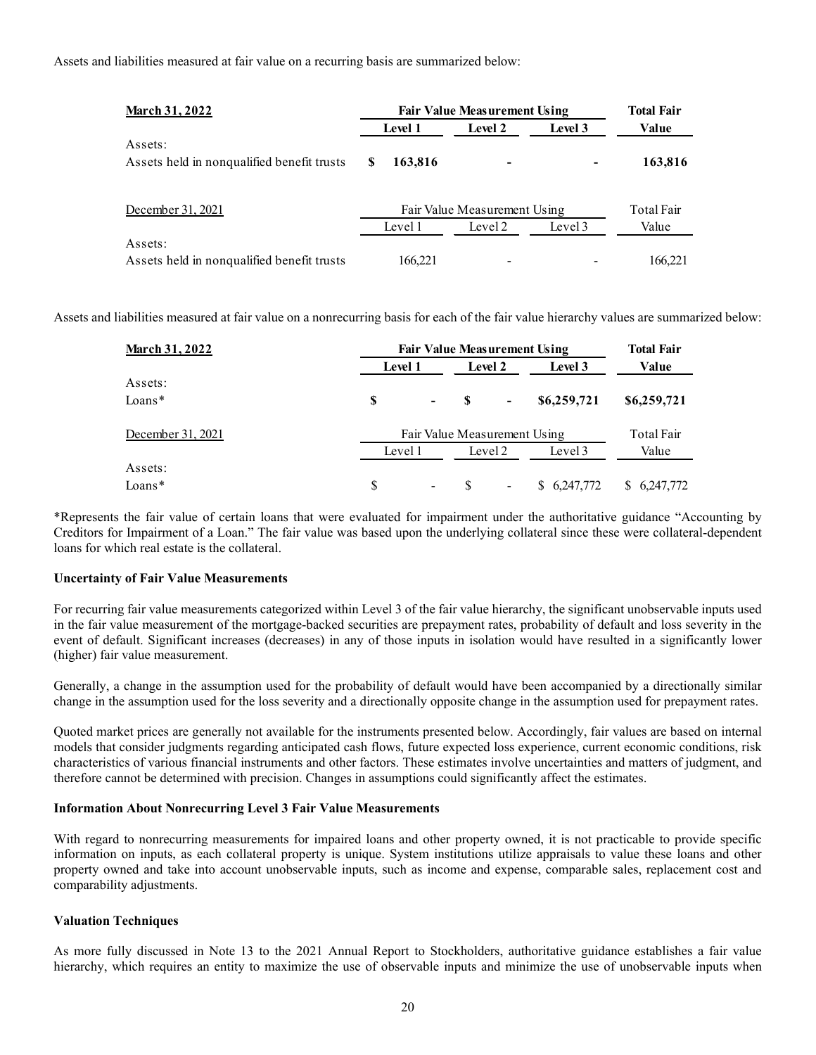Assets and liabilities measured at fair value on a recurring basis are summarized below:

| **March 31, 2022** | **Fair Value Measurement Using** | | | **Total Fair** |
|---|---|---|---|---|
| | **Level 1** | **Level 2** | **Level 3** | **Value** |
| Assets: | | | | |
| Assets held in nonqualified benefit trusts | **$ 163,816** | **-** | **-** | **163,816** |

| December 31, 2021 | Fair Value Measurement Using | | | Total Fair |
|---|---|---|---|---|
| | Level 1 | Level 2 | Level 3 | Value |
| Assets: | | | | |
| Assets held in nonqualified benefit trusts | 166,221 | - | - | 166,221 |

Assets and liabilities measured at fair value on a nonrecurring basis for each of the fair value hierarchy values are summarized below:

| **March 31, 2022** | **Fair Value Measurement Using** | | | **Total Fair** |
|---|---|---|---|---|
| | **Level 1** | **Level 2** | **Level 3** | **Value** |
| Assets: | | | | |
| Loans* | **$ -** | **$ -** | **$6,259,721** | **$6,259,721** |

| December 31, 2021 | Fair Value Measurement Using | | | Total Fair |
|---|---|---|---|---|
| | Level 1 | Level 2 | Level 3 | Value |
| Assets: | | | | |
| Loans* | $ - | $ - | $ 6,247,772 | $ 6,247,772 |

*Represents the fair value of certain loans that were evaluated for impairment under the authoritative guidance "Accounting by Creditors for Impairment of a Loan." The fair value was based upon the underlying collateral since these were collateral-dependent loans for which real estate is the collateral.

**Uncertainty of Fair Value Measurements**

For recurring fair value measurements categorized within Level 3 of the fair value hierarchy, the significant unobservable inputs used in the fair value measurement of the mortgage-backed securities are prepayment rates, probability of default and loss severity in the event of default. Significant increases (decreases) in any of those inputs in isolation would have resulted in a significantly lower (higher) fair value measurement.

Generally, a change in the assumption used for the probability of default would have been accompanied by a directionally similar change in the assumption used for the loss severity and a directionally opposite change in the assumption used for prepayment rates.

Quoted market prices are generally not available for the instruments presented below. Accordingly, fair values are based on internal models that consider judgments regarding anticipated cash flows, future expected loss experience, current economic conditions, risk characteristics of various financial instruments and other factors. These estimates involve uncertainties and matters of judgment, and therefore cannot be determined with precision. Changes in assumptions could significantly affect the estimates.

**Information About Nonrecurring Level 3 Fair Value Measurements**

With regard to nonrecurring measurements for impaired loans and other property owned, it is not practicable to provide specific information on inputs, as each collateral property is unique. System institutions utilize appraisals to value these loans and other property owned and take into account unobservable inputs, such as income and expense, comparable sales, replacement cost and comparability adjustments.

**Valuation Techniques**

As more fully discussed in Note 13 to the 2021 Annual Report to Stockholders, authoritative guidance establishes a fair value hierarchy, which requires an entity to maximize the use of observable inputs and minimize the use of unobservable inputs when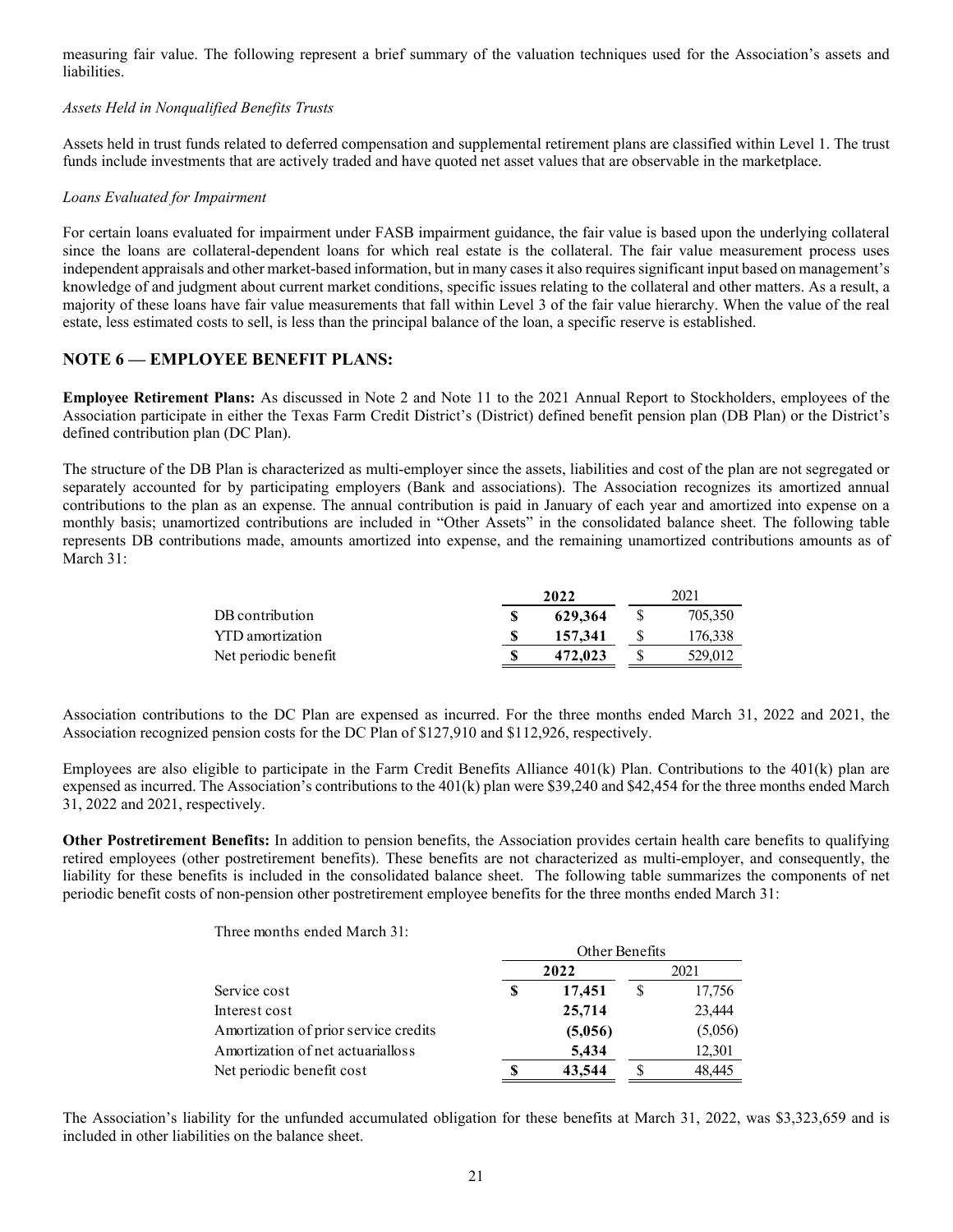measuring fair value. The following represent a brief summary of the valuation techniques used for the Association's assets and liabilities.

*Assets Held in Nonqualified Benefits Trusts*

Assets held in trust funds related to deferred compensation and supplemental retirement plans are classified within Level 1. The trust funds include investments that are actively traded and have quoted net asset values that are observable in the marketplace.

*Loans Evaluated for Impairment*

For certain loans evaluated for impairment under FASB impairment guidance, the fair value is based upon the underlying collateral since the loans are collateral-dependent loans for which real estate is the collateral. The fair value measurement process uses independent appraisals and other market-based information, but in many cases it also requires significant input based on management's knowledge of and judgment about current market conditions, specific issues relating to the collateral and other matters. As a result, a majority of these loans have fair value measurements that fall within Level 3 of the fair value hierarchy. When the value of the real estate, less estimated costs to sell, is less than the principal balance of the loan, a specific reserve is established.

## NOTE 6 — EMPLOYEE BENEFIT PLANS:

**Employee Retirement Plans:** As discussed in Note 2 and Note 11 to the 2021 Annual Report to Stockholders, employees of the Association participate in either the Texas Farm Credit District's (District) defined benefit pension plan (DB Plan) or the District's defined contribution plan (DC Plan).

The structure of the DB Plan is characterized as multi-employer since the assets, liabilities and cost of the plan are not segregated or separately accounted for by participating employers (Bank and associations). The Association recognizes its amortized annual contributions to the plan as an expense. The annual contribution is paid in January of each year and amortized into expense on a monthly basis; unamortized contributions are included in "Other Assets" in the consolidated balance sheet. The following table represents DB contributions made, amounts amortized into expense, and the remaining unamortized contributions amounts as of March 31:

| | 2022 | 2021 |
|---|---|---|
| DB contribution | $ 629,364 | $ 705,350 |
| YTD amortization | $ 157,341 | $ 176,338 |
| Net periodic benefit | $ 472,023 | $ 529,012 |

Association contributions to the DC Plan are expensed as incurred. For the three months ended March 31, 2022 and 2021, the Association recognized pension costs for the DC Plan of $127,910 and $112,926, respectively.

Employees are also eligible to participate in the Farm Credit Benefits Alliance 401(k) Plan. Contributions to the 401(k) plan are expensed as incurred. The Association's contributions to the 401(k) plan were $39,240 and $42,454 for the three months ended March 31, 2022 and 2021, respectively.

**Other Postretirement Benefits:** In addition to pension benefits, the Association provides certain health care benefits to qualifying retired employees (other postretirement benefits). These benefits are not characterized as multi-employer, and consequently, the liability for these benefits is included in the consolidated balance sheet. The following table summarizes the components of net periodic benefit costs of non-pension other postretirement employee benefits for the three months ended March 31:

| Three months ended March 31: | Other Benefits | |
|---|---|---|
| | 2022 | 2021 |
| Service cost | $ 17,451 | $ 17,756 |
| Interest cost | 25,714 | 23,444 |
| Amortization of prior service credits | (5,056) | (5,056) |
| Amortization of net actuarial loss | 5,434 | 12,301 |
| Net periodic benefit cost | $ 43,544 | $ 48,445 |

The Association's liability for the unfunded accumulated obligation for these benefits at March 31, 2022, was $3,323,659 and is included in other liabilities on the balance sheet.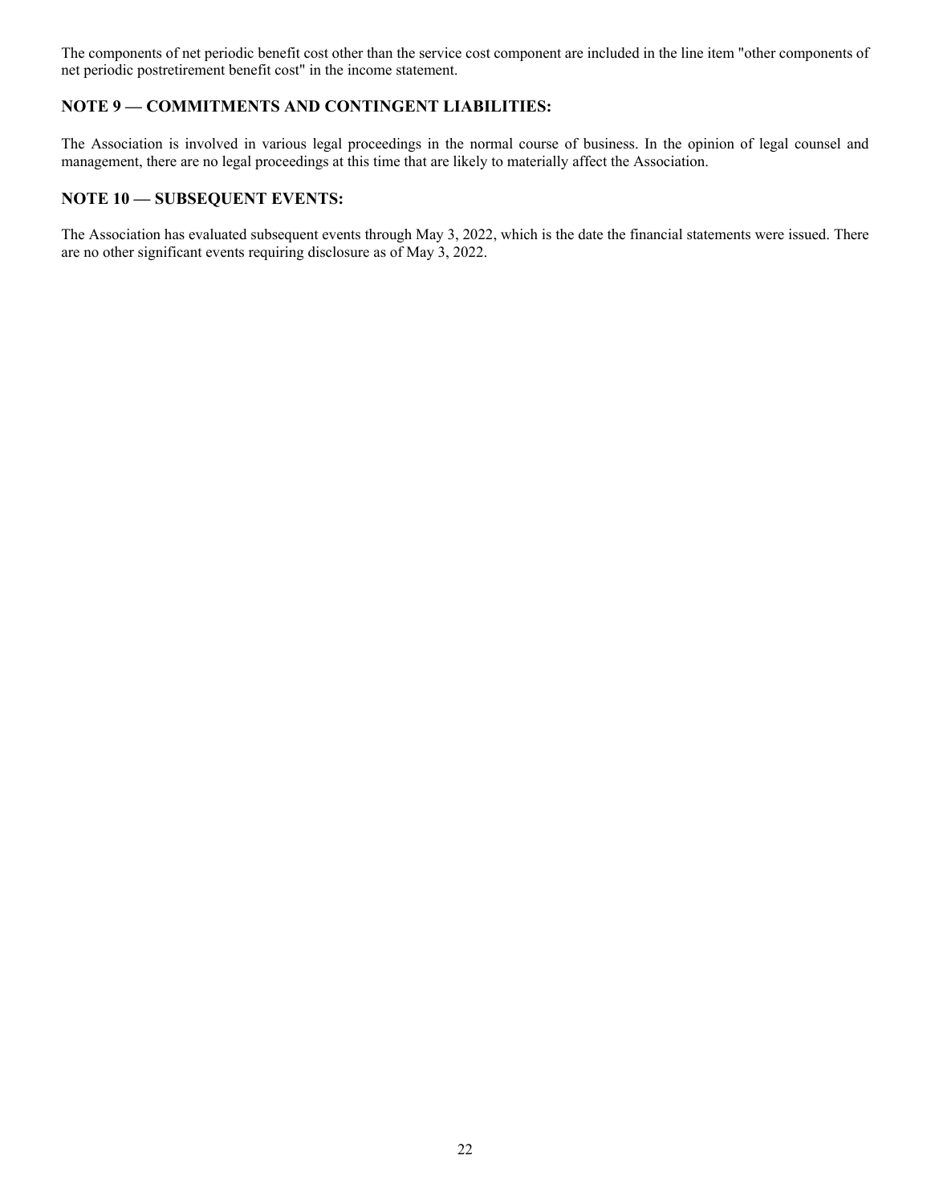The components of net periodic benefit cost other than the service cost component are included in the line item "other components of net periodic postretirement benefit cost" in the income statement.

## NOTE 9 — COMMITMENTS AND CONTINGENT LIABILITIES:

The Association is involved in various legal proceedings in the normal course of business. In the opinion of legal counsel and management, there are no legal proceedings at this time that are likely to materially affect the Association.

## NOTE 10 — SUBSEQUENT EVENTS:

The Association has evaluated subsequent events through May 3, 2022, which is the date the financial statements were issued. There are no other significant events requiring disclosure as of May 3, 2022.